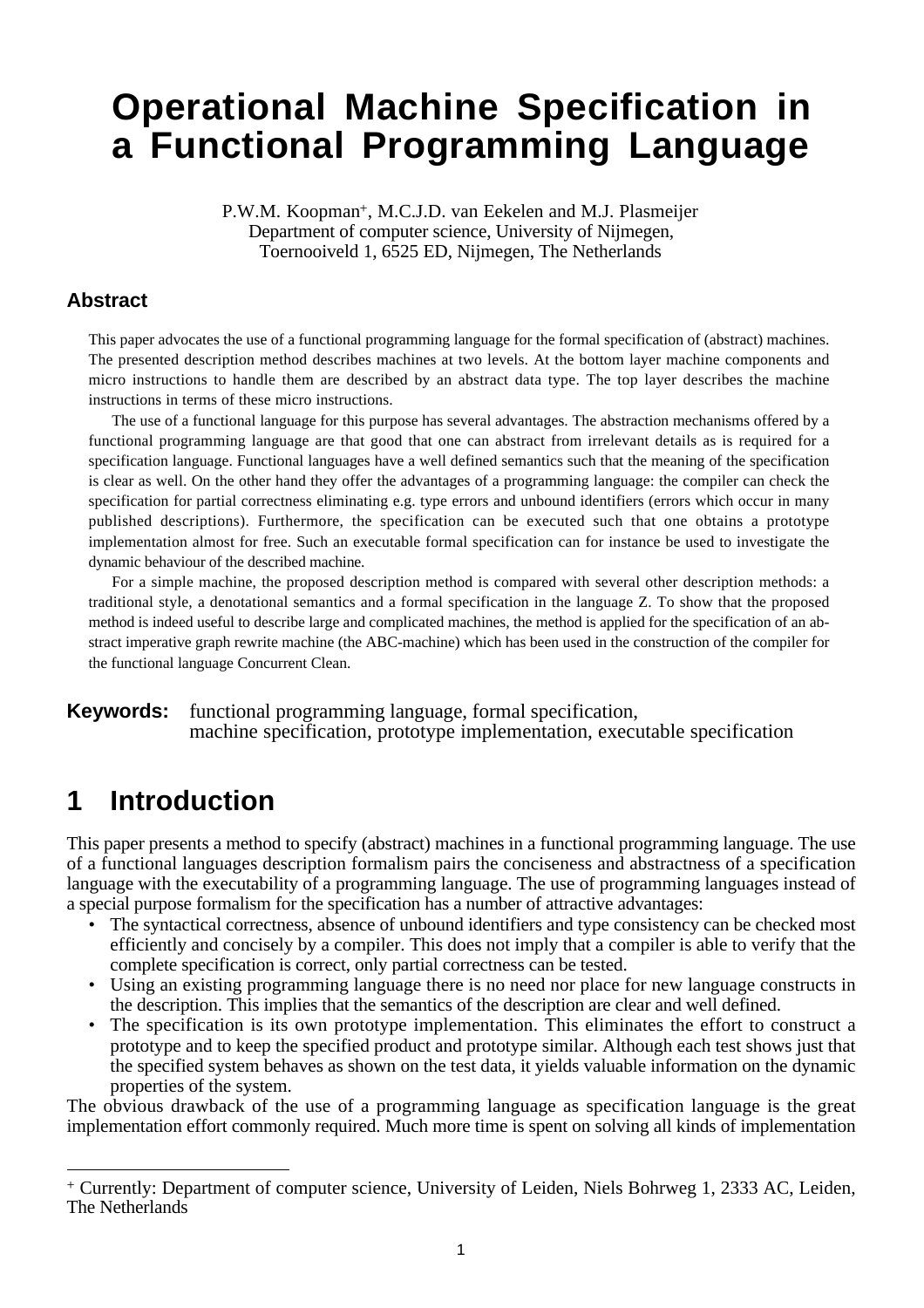# Operational Machine Specification in a Functional Programming Language

P.W.M. Koopman[+], M.C.J.D. van Eekelen and M.J. Plasmeijer
Department of computer science, University of Nijmegen,
Toernooiveld 1, 6525 ED, Nijmegen, The Netherlands

## Abstract

This paper advocates the use of a functional programming language for the formal specification of (abstract) machines. The presented description method describes machines at two levels. At the bottom layer machine components and micro instructions to handle them are described by an abstract data type. The top layer describes the machine instructions in terms of these micro instructions.

The use of a functional language for this purpose has several advantages. The abstraction mechanisms offered by a functional programming language are that good that one can abstract from irrelevant details as is required for a specification language. Functional languages have a well defined semantics such that the meaning of the specification is clear as well. On the other hand they offer the advantages of a programming language: the compiler can check the specification for partial correctness eliminating e.g. type errors and unbound identifiers (errors which occur in many published descriptions). Furthermore, the specification can be executed such that one obtains a prototype implementation almost for free. Such an executable formal specification can for instance be used to investigate the dynamic behaviour of the described machine.

For a simple machine, the proposed description method is compared with several other description methods: a traditional style, a denotational semantics and a formal specification in the language Z. To show that the proposed method is indeed useful to describe large and complicated machines, the method is applied for the specification of an abstract imperative graph rewrite machine (the ABC-machine) which has been used in the construction of the compiler for the functional language Concurrent Clean.

**Keywords:** functional programming language, formal specification, machine specification, prototype implementation, executable specification

# 1 Introduction

This paper presents a method to specify (abstract) machines in a functional programming language. The use of a functional languages description formalism pairs the conciseness and abstractness of a specification language with the executability of a programming language. The use of programming languages instead of a special purpose formalism for the specification has a number of attractive advantages:

- The syntactical correctness, absence of unbound identifiers and type consistency can be checked most efficiently and concisely by a compiler. This does not imply that a compiler is able to verify that the complete specification is correct, only partial correctness can be tested.
- Using an existing programming language there is no need nor place for new language constructs in the description. This implies that the semantics of the description are clear and well defined.
- The specification is its own prototype implementation. This eliminates the effort to construct a prototype and to keep the specified product and prototype similar. Although each test shows just that the specified system behaves as shown on the test data, it yields valuable information on the dynamic properties of the system.

The obvious drawback of the use of a programming language as specification language is the great implementation effort commonly required. Much more time is spent on solving all kinds of implementation

[+] Currently: Department of computer science, University of Leiden, Niels Bohrweg 1, 2333 AC, Leiden, The Netherlands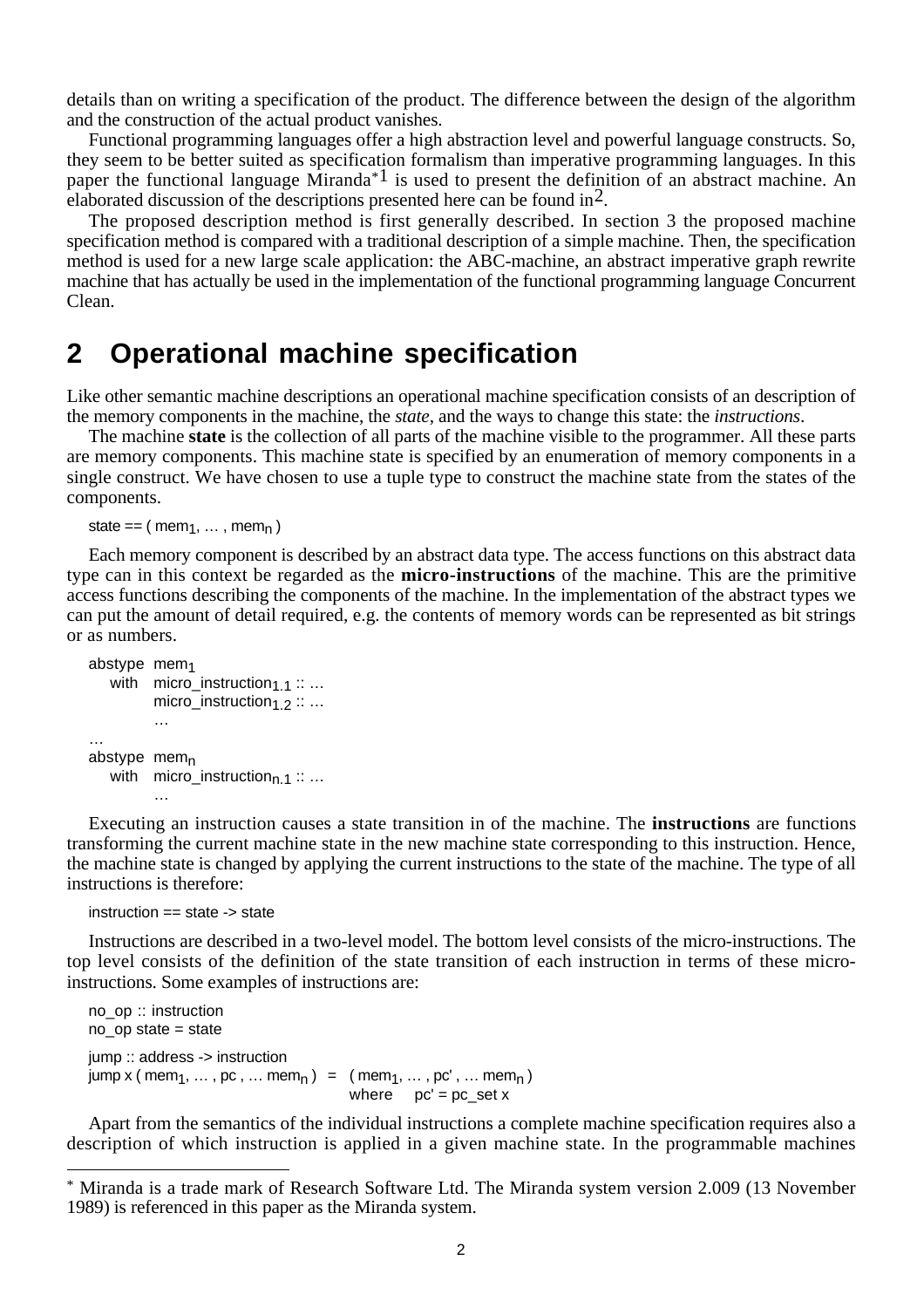details than on writing a specification of the product. The difference between the design of the algorithm and the construction of the actual product vanishes.

Functional programming languages offer a high abstraction level and powerful language constructs. So, they seem to be better suited as specification formalism than imperative programming languages. In this paper the functional language Miranda*[1] is used to present the definition of an abstract machine. An elaborated discussion of the descriptions presented here can be found in[2].

The proposed description method is first generally described. In section 3 the proposed machine specification method is compared with a traditional description of a simple machine. Then, the specification method is used for a new large scale application: the ABC-machine, an abstract imperative graph rewrite machine that has actually be used in the implementation of the functional programming language Concurrent Clean.

## 2 Operational machine specification

Like other semantic machine descriptions an operational machine specification consists of an description of the memory components in the machine, the *state*, and the ways to change this state: the *instructions*.

The machine **state** is the collection of all parts of the machine visible to the programmer. All these parts are memory components. This machine state is specified by an enumeration of memory components in a single construct. We have chosen to use a tuple type to construct the machine state from the states of the components.

```
state == ( mem_1, … , mem_n )
```

Each memory component is described by an abstract data type. The access functions on this abstract data type can in this context be regarded as the **micro-instructions** of the machine. This are the primitive access functions describing the components of the machine. In the implementation of the abstract types we can put the amount of detail required, e.g. the contents of memory words can be represented as bit strings or as numbers.

```
abstype  mem_1
   with  micro_instruction_1.1 :: …
         micro_instruction_1.2 :: …
         …
…
abstype  mem_n
   with  micro_instruction_n.1 :: …
         …
```

Executing an instruction causes a state transition in of the machine. The **instructions** are functions transforming the current machine state in the new machine state corresponding to this instruction. Hence, the machine state is changed by applying the current instructions to the state of the machine. The type of all instructions is therefore:

```
instruction == state -> state
```

Instructions are described in a two-level model. The bottom level consists of the micro-instructions. The top level consists of the definition of the state transition of each instruction in terms of these micro-instructions. Some examples of instructions are:

```
no_op :: instruction
no_op state = state

jump :: address -> instruction
jump x ( mem_1, … , pc , … mem_n )  =  ( mem_1, … , pc' , … mem_n )
                                       where    pc' = pc_set x
```

Apart from the semantics of the individual instructions a complete machine specification requires also a description of which instruction is applied in a given machine state. In the programmable machines

* Miranda is a trade mark of Research Software Ltd. The Miranda system version 2.009 (13 November 1989) is referenced in this paper as the Miranda system.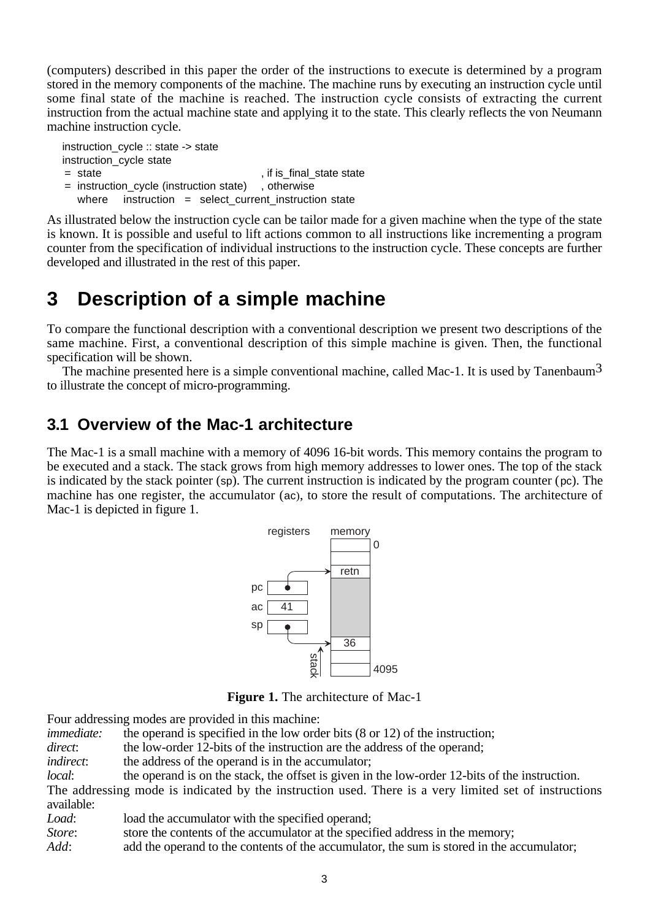(computers) described in this paper the order of the instructions to execute is determined by a program stored in the memory components of the machine. The machine runs by executing an instruction cycle until some final state of the machine is reached. The instruction cycle consists of extracting the current instruction from the actual machine state and applying it to the state. This clearly reflects the von Neumann machine instruction cycle.

```
instruction_cycle :: state -> state
instruction_cycle state
 =  state                                  , if is_final_state state
 =  instruction_cycle (instruction state)    , otherwise
    where    instruction   =  select_current_instruction state
```

As illustrated below the instruction cycle can be tailor made for a given machine when the type of the state is known. It is possible and useful to lift actions common to all instructions like incrementing a program counter from the specification of individual instructions to the instruction cycle. These concepts are further developed and illustrated in the rest of this paper.

# 3 Description of a simple machine

To compare the functional description with a conventional description we present two descriptions of the same machine. First, a conventional description of this simple machine is given. Then, the functional specification will be shown.

The machine presented here is a simple conventional machine, called Mac-1. It is used by Tanenbaum[3] to illustrate the concept of micro-programming.

## 3.1 Overview of the Mac-1 architecture

The Mac-1 is a small machine with a memory of 4096 16-bit words. This memory contains the program to be executed and a stack. The stack grows from high memory addresses to lower ones. The top of the stack is indicated by the stack pointer (sp). The current instruction is indicated by the program counter (pc). The machine has one register, the accumulator (ac), to store the result of computations. The architecture of Mac-1 is depicted in figure 1.

**Figure 1.** The architecture of Mac-1

Four addressing modes are provided in this machine:

*immediate:* the operand is specified in the low order bits (8 or 12) of the instruction;
*direct*: the low-order 12-bits of the instruction are the address of the operand;
*indirect*: the address of the operand is in the accumulator;
*local*: the operand is on the stack, the offset is given in the low-order 12-bits of the instruction.

The addressing mode is indicated by the instruction used. There is a very limited set of instructions available:

*Load*: load the accumulator with the specified operand;
*Store*: store the contents of the accumulator at the specified address in the memory;
*Add*: add the operand to the contents of the accumulator, the sum is stored in the accumulator;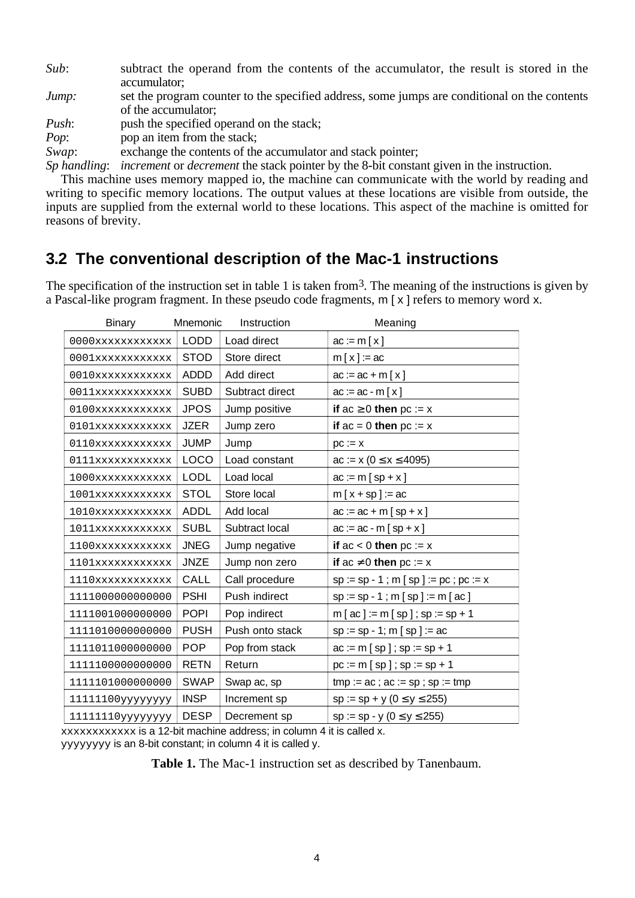*Sub*: subtract the operand from the contents of the accumulator, the result is stored in the accumulator;
*Jump:* set the program counter to the specified address, some jumps are conditional on the contents of the accumulator;
*Push*: push the specified operand on the stack;
*Pop*: pop an item from the stack;
*Swap*: exchange the contents of the accumulator and stack pointer;
*Sp handling*: *increment* or *decrement* the stack pointer by the 8-bit constant given in the instruction.

This machine uses memory mapped io, the machine can communicate with the world by reading and writing to specific memory locations. The output values at these locations are visible from outside, the inputs are supplied from the external world to these locations. This aspect of the machine is omitted for reasons of brevity.

## 3.2 The conventional description of the Mac-1 instructions

The specification of the instruction set in table 1 is taken from[3]. The meaning of the instructions is given by a Pascal-like program fragment. In these pseudo code fragments, m [ x ] refers to memory word x.

| Binary | Mnemonic | Instruction | Meaning |
|---|---|---|---|
| 0000xxxxxxxxxxxx | LODD | Load direct | ac := m [ x ] |
| 0001xxxxxxxxxxxx | STOD | Store direct | m [ x ] := ac |
| 0010xxxxxxxxxxxx | ADDD | Add direct | ac := ac + m [ x ] |
| 0011xxxxxxxxxxxx | SUBD | Subtract direct | ac := ac - m [ x ] |
| 0100xxxxxxxxxxxx | JPOS | Jump positive | **if** ac $\geq$ 0 **then** pc := x |
| 0101xxxxxxxxxxxx | JZER | Jump zero | **if** ac = 0 **then** pc := x |
| 0110xxxxxxxxxxxx | JUMP | Jump | pc := x |
| 0111xxxxxxxxxxxx | LOCO | Load constant | ac := x ($0 \leq x \leq 4095$) |
| 1000xxxxxxxxxxxx | LODL | Load local | ac := m [ sp + x ] |
| 1001xxxxxxxxxxxx | STOL | Store local | m [ x + sp ] := ac |
| 1010xxxxxxxxxxxx | ADDL | Add local | ac := ac + m [ sp + x ] |
| 1011xxxxxxxxxxxx | SUBL | Subtract local | ac := ac - m [ sp + x ] |
| 1100xxxxxxxxxxxx | JNEG | Jump negative | **if** ac < 0 **then** pc := x |
| 1101xxxxxxxxxxxx | JNZE | Jump non zero | **if** ac $\neq$ 0 **then** pc := x |
| 1110xxxxxxxxxxxx | CALL | Call procedure | sp := sp - 1 ; m [ sp ] := pc ; pc := x |
| 1111000000000000 | PSHI | Push indirect | sp := sp - 1 ; m [ sp ] := m [ ac ] |
| 1111001000000000 | POPI | Pop indirect | m [ ac ] := m [ sp ] ; sp := sp + 1 |
| 1111010000000000 | PUSH | Push onto stack | sp := sp - 1; m [ sp ] := ac |
| 1111011000000000 | POP | Pop from stack | ac := m [ sp ] ; sp := sp + 1 |
| 1111100000000000 | RETN | Return | pc := m [ sp ] ; sp := sp + 1 |
| 1111101000000000 | SWAP | Swap ac, sp | tmp := ac ; ac := sp ; sp := tmp |
| 11111100yyyyyyyy | INSP | Increment sp | sp := sp + y ($0 \leq y \leq 255$) |
| 11111110yyyyyyyy | DESP | Decrement sp | sp := sp - y ($0 \leq y \leq 255$) |

xxxxxxxxxxxx is a 12-bit machine address; in column 4 it is called x.
yyyyyyyy is an 8-bit constant; in column 4 it is called y.

**Table 1.** The Mac-1 instruction set as described by Tanenbaum.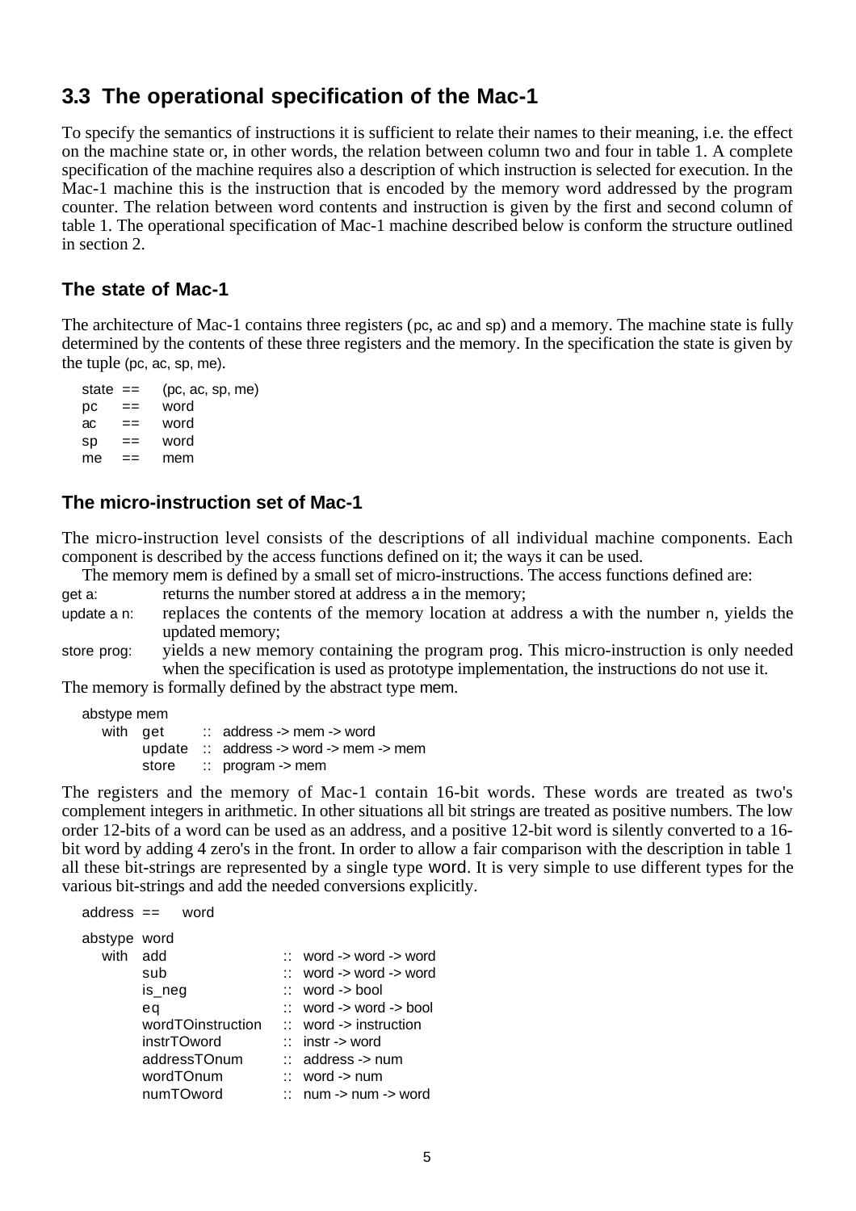## 3.3 The operational specification of the Mac-1

To specify the semantics of instructions it is sufficient to relate their names to their meaning, i.e. the effect on the machine state or, in other words, the relation between column two and four in table 1. A complete specification of the machine requires also a description of which instruction is selected for execution. In the Mac-1 machine this is the instruction that is encoded by the memory word addressed by the program counter. The relation between word contents and instruction is given by the first and second column of table 1. The operational specification of Mac-1 machine described below is conform the structure outlined in section 2.

### The state of Mac-1

The architecture of Mac-1 contains three registers (pc, ac and sp) and a memory. The machine state is fully determined by the contents of these three registers and the memory. In the specification the state is given by the tuple (pc, ac, sp, me).

```
state  ==   (pc, ac, sp, me)
pc     ==   word
ac     ==   word
sp     ==   word
me     ==   mem
```

### The micro-instruction set of Mac-1

The micro-instruction level consists of the descriptions of all individual machine components. Each component is described by the access functions defined on it; the ways it can be used.

The memory mem is defined by a small set of micro-instructions. The access functions defined are:

get a: returns the number stored at address a in the memory;

update a n: replaces the contents of the memory location at address a with the number n, yields the updated memory;

store prog: yields a new memory containing the program prog. This micro-instruction is only needed when the specification is used as prototype implementation, the instructions do not use it.

The memory is formally defined by the abstract type mem.

```
abstype mem
   with  get     ::  address -> mem -> word
         update  ::  address -> word -> mem -> mem
         store   ::  program -> mem
```

The registers and the memory of Mac-1 contain 16-bit words. These words are treated as two's complement integers in arithmetic. In other situations all bit strings are treated as positive numbers. The low order 12-bits of a word can be used as an address, and a positive 12-bit word is silently converted to a 16-bit word by adding 4 zero's in the front. In order to allow a fair comparison with the description in table 1 all these bit-strings are represented by a single type word. It is very simple to use different types for the various bit-strings and add the needed conversions explicitly.

```
address ==   word

abstype word
   with  add                ::  word -> word -> word
         sub                ::  word -> word -> word
         is_neg             ::  word -> bool
         eq                 ::  word -> word -> bool
         wordTOinstruction  ::  word -> instruction
         instrTOword        ::  instr -> word
         addressTOnum       ::  address -> num
         wordTOnum          ::  word -> num
         numTOword          ::  num -> num -> word
```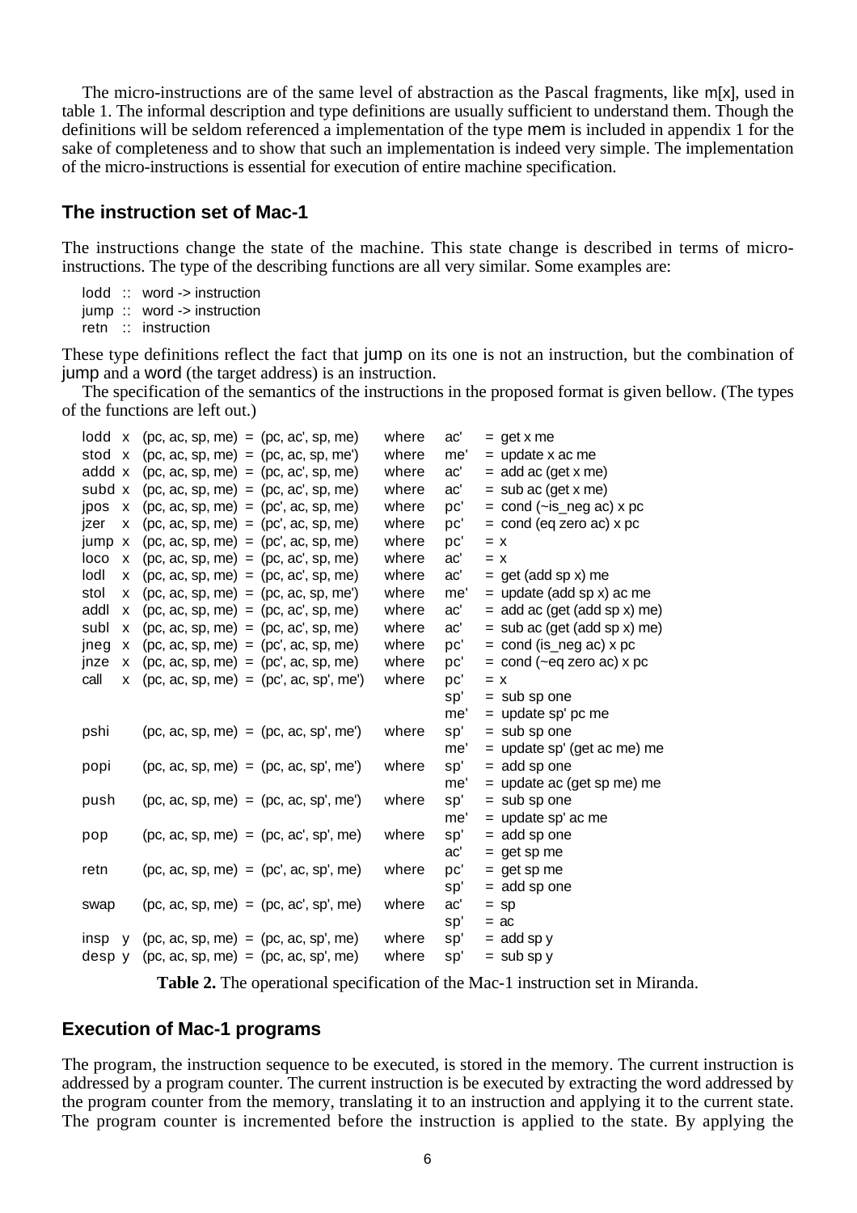The micro-instructions are of the same level of abstraction as the Pascal fragments, like m[x], used in table 1. The informal description and type definitions are usually sufficient to understand them. Though the definitions will be seldom referenced a implementation of the type mem is included in appendix 1 for the sake of completeness and to show that such an implementation is indeed very simple. The implementation of the micro-instructions is essential for execution of entire machine specification.

## The instruction set of Mac-1

The instructions change the state of the machine. This state change is described in terms of micro-instructions. The type of the describing functions are all very similar. Some examples are:

```
lodd :: word -> instruction
jump :: word -> instruction
retn :: instruction
```

These type definitions reflect the fact that jump on its one is not an instruction, but the combination of jump and a word (the target address) is an instruction.

The specification of the semantics of the instructions in the proposed format is given bellow. (The types of the functions are left out.)

```
lodd x  (pc, ac, sp, me) = (pc, ac', sp, me)    where  ac'  = get x me
stod x  (pc, ac, sp, me) = (pc, ac, sp, me')    where  me'  = update x ac me
addd x  (pc, ac, sp, me) = (pc, ac', sp, me)    where  ac'  = add ac (get x me)
subd x  (pc, ac, sp, me) = (pc, ac', sp, me)    where  ac'  = sub ac (get x me)
jpos x  (pc, ac, sp, me) = (pc', ac, sp, me)    where  pc'  = cond (~is_neg ac) x pc
jzer x  (pc, ac, sp, me) = (pc', ac, sp, me)    where  pc'  = cond (eq zero ac) x pc
jump x  (pc, ac, sp, me) = (pc', ac, sp, me)    where  pc'  = x
loco x  (pc, ac, sp, me) = (pc, ac', sp, me)    where  ac'  = x
lodl x  (pc, ac, sp, me) = (pc, ac', sp, me)    where  ac'  = get (add sp x) me
stol x  (pc, ac, sp, me) = (pc, ac, sp, me')    where  me'  = update (add sp x) ac me
addl x  (pc, ac, sp, me) = (pc, ac', sp, me)    where  ac'  = add ac (get (add sp x) me)
subl x  (pc, ac, sp, me) = (pc, ac', sp, me)    where  ac'  = sub ac (get (add sp x) me)
jneg x  (pc, ac, sp, me) = (pc', ac, sp, me)    where  pc'  = cond (is_neg ac) x pc
jnze x  (pc, ac, sp, me) = (pc', ac, sp, me)    where  pc'  = cond (~eq zero ac) x pc
call x  (pc, ac, sp, me) = (pc', ac, sp', me')  where  pc'  = x
                                                       sp'  = sub sp one
                                                       me'  = update sp' pc me
pshi    (pc, ac, sp, me) = (pc, ac, sp', me')   where  sp'  = sub sp one
                                                       me'  = update sp' (get ac me) me
popi    (pc, ac, sp, me) = (pc, ac, sp', me')   where  sp'  = add sp one
                                                       me'  = update ac (get sp me) me
push    (pc, ac, sp, me) = (pc, ac, sp', me')   where  sp'  = sub sp one
                                                       me'  = update sp' ac me
pop     (pc, ac, sp, me) = (pc, ac', sp', me)   where  sp'  = add sp one
                                                       ac'  = get sp me
retn    (pc, ac, sp, me) = (pc', ac, sp', me)   where  pc'  = get sp me
                                                       sp'  = add sp one
swap    (pc, ac, sp, me) = (pc, ac', sp', me)   where  ac'  = sp
                                                       sp'  = ac
insp y  (pc, ac, sp, me) = (pc, ac, sp', me)    where  sp'  = add sp y
desp y  (pc, ac, sp, me) = (pc, ac, sp', me)    where  sp'  = sub sp y
```

**Table 2.** The operational specification of the Mac-1 instruction set in Miranda.

## Execution of Mac-1 programs

The program, the instruction sequence to be executed, is stored in the memory. The current instruction is addressed by a program counter. The current instruction is be executed by extracting the word addressed by the program counter from the memory, translating it to an instruction and applying it to the current state. The program counter is incremented before the instruction is applied to the state. By applying the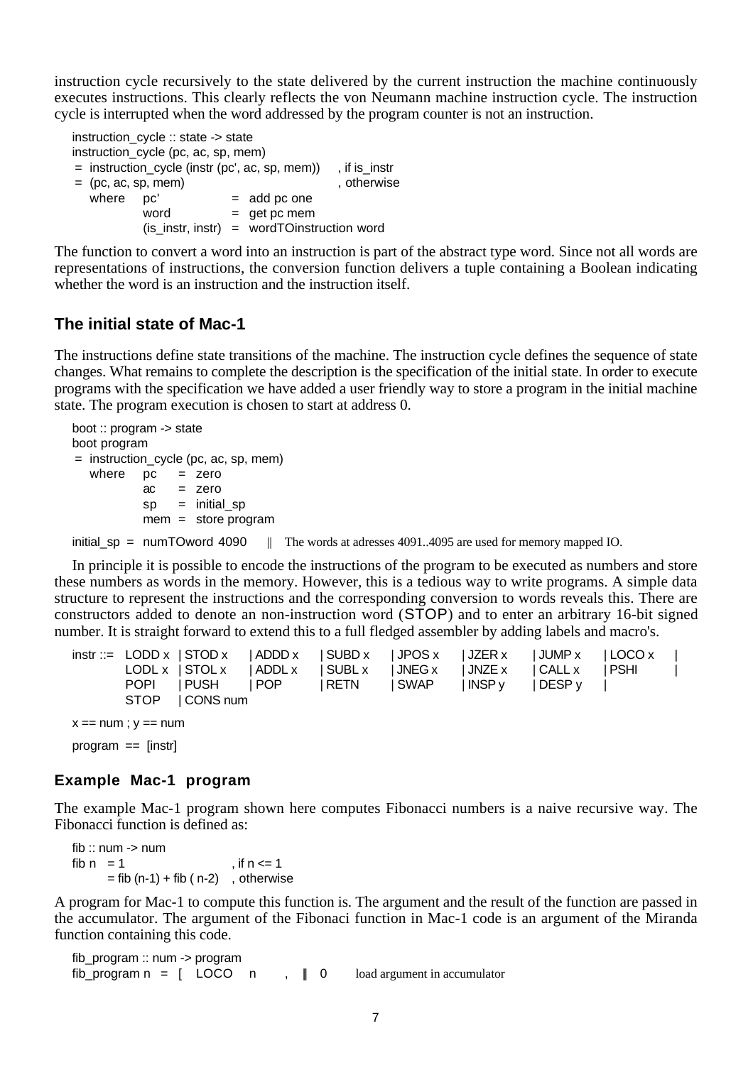instruction cycle recursively to the state delivered by the current instruction the machine continuously executes instructions. This clearly reflects the von Neumann machine instruction cycle. The instruction cycle is interrupted when the word addressed by the program counter is not an instruction.

```
instruction_cycle :: state -> state
instruction_cycle (pc, ac, sp, mem)
 =  instruction_cycle (instr (pc', ac, sp, mem))     , if is_instr
 =  (pc, ac, sp, mem)                                , otherwise
    where   pc'                =  add pc one
            word               =  get pc mem
            (is_instr, instr)  =  wordTOinstruction word
```

The function to convert a word into an instruction is part of the abstract type word. Since not all words are representations of instructions, the conversion function delivers a tuple containing a Boolean indicating whether the word is an instruction and the instruction itself.

## The initial state of Mac-1

The instructions define state transitions of the machine. The instruction cycle defines the sequence of state changes. What remains to complete the description is the specification of the initial state. In order to execute programs with the specification we have added a user friendly way to store a program in the initial machine state. The program execution is chosen to start at address 0.

```
boot :: program -> state
boot program
 =  instruction_cycle (pc, ac, sp, mem)
    where   pc   =  zero
            ac   =  zero
            sp   =  initial_sp
            mem  =  store program

initial_sp  =  numTOword 4090     || The words at adresses 4091..4095 are used for memory mapped IO.
```

In principle it is possible to encode the instructions of the program to be executed as numbers and store these numbers as words in the memory. However, this is a tedious way to write programs. A simple data structure to represent the instructions and the corresponding conversion to words reveals this. There are constructors added to denote an non-instruction word (STOP) and to enter an arbitrary 16-bit signed number. It is straight forward to extend this to a full fledged assembler by adding labels and macro's.

```
instr ::=  LODD x  | STOD x   | ADDD x   | SUBD x   | JPOS x   | JZER x   | JUMP x   | LOCO x   |
           LODL x  | STOL x   | ADDL x   | SUBL x   | JNEG x   | JNZE x   | CALL x   | PSHI     |
           POPI    | PUSH     | POP      | RETN     | SWAP     | INSP y   | DESP y   |
           STOP    | CONS num

x == num ; y == num

program  ==  [instr]
```

## Example Mac-1 program

The example Mac-1 program shown here computes Fibonacci numbers is a naive recursive way. The Fibonacci function is defined as:

```
fib :: num -> num
fib n   = 1                        , if n <= 1
        = fib (n-1) + fib ( n-2)   , otherwise
```

A program for Mac-1 to compute this function is. The argument and the result of the function are passed in the accumulator. The argument of the Fibonaci function in Mac-1 code is an argument of the Miranda function containing this code.

```
fib_program :: num -> program
fib_program n  =  [   LOCO    n       ,   ||  0       load argument in accumulator
```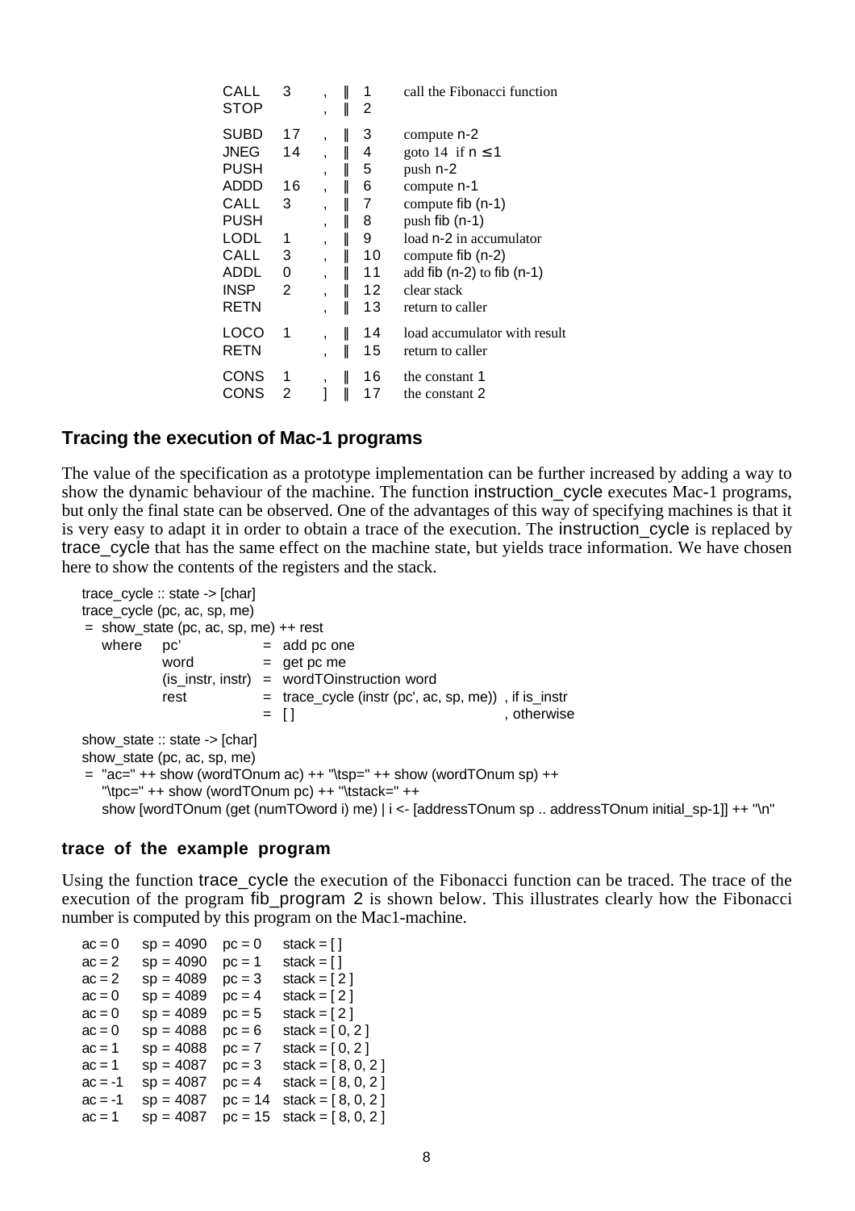```
CALL   3    ,  ||  1    call the Fibonacci function
STOP        ,  ||  2

SUBD   17   ,  ||  3    compute n-2
JNEG   14   ,  ||  4    goto 14  if n ≤ 1
PUSH        ,  ||  5    push n-2
ADDD   16   ,  ||  6    compute n-1
CALL   3    ,  ||  7    compute fib (n-1)
PUSH        ,  ||  8    push fib (n-1)
LODL   1    ,  ||  9    load n-2 in accumulator
CALL   3    ,  ||  10   compute fib (n-2)
ADDL   0    ,  ||  11   add fib (n-2) to fib (n-1)
INSP   2    ,  ||  12   clear stack
RETN        ,  ||  13   return to caller

LOCO   1    ,  ||  14   load accumulator with result
RETN        ,  ||  15   return to caller

CONS   1    ,  ||  16   the constant 1
CONS   2    ]  ||  17   the constant 2
```

## Tracing the execution of Mac-1 programs

The value of the specification as a prototype implementation can be further increased by adding a way to show the dynamic behaviour of the machine. The function instruction_cycle executes Mac-1 programs, but only the final state can be observed. One of the advantages of this way of specifying machines is that it is very easy to adapt it in order to obtain a trace of the execution. The instruction_cycle is replaced by trace_cycle that has the same effect on the machine state, but yields trace information. We have chosen here to show the contents of the registers and the stack.

```
trace_cycle :: state -> [char]
trace_cycle (pc, ac, sp, me)
 =  show_state (pc, ac, sp, me) ++ rest
    where   pc'               =  add pc one
            word              =  get pc me
            (is_instr, instr) =  wordTOinstruction word
            rest              =  trace_cycle (instr (pc', ac, sp, me))  , if is_instr
                              =  [ ]                                    , otherwise

show_state :: state -> [char]
show_state (pc, ac, sp, me)
 =  "ac=" ++ show (wordTOnum ac) ++ "\tsp=" ++ show (wordTOnum sp) ++
    "\tpc=" ++ show (wordTOnum pc) ++ "\tstack=" ++
    show [wordTOnum (get (numTOword i) me) | i <- [addressTOnum sp .. addressTOnum initial_sp-1]] ++ "\n"
```

### trace of the example program

Using the function trace_cycle the execution of the Fibonacci function can be traced. The trace of the execution of the program fib_program 2 is shown below. This illustrates clearly how the Fibonacci number is computed by this program on the Mac1-machine.

```
ac = 0    sp = 4090   pc = 0    stack = [ ]
ac = 2    sp = 4090   pc = 1    stack = [ ]
ac = 2    sp = 4089   pc = 3    stack = [ 2 ]
ac = 0    sp = 4089   pc = 4    stack = [ 2 ]
ac = 0    sp = 4089   pc = 5    stack = [ 2 ]
ac = 0    sp = 4088   pc = 6    stack = [ 0, 2 ]
ac = 1    sp = 4088   pc = 7    stack = [ 0, 2 ]
ac = 1    sp = 4087   pc = 3    stack = [ 8, 0, 2 ]
ac = -1   sp = 4087   pc = 4    stack = [ 8, 0, 2 ]
ac = -1   sp = 4087   pc = 14   stack = [ 8, 0, 2 ]
ac = 1    sp = 4087   pc = 15   stack = [ 8, 0, 2 ]
```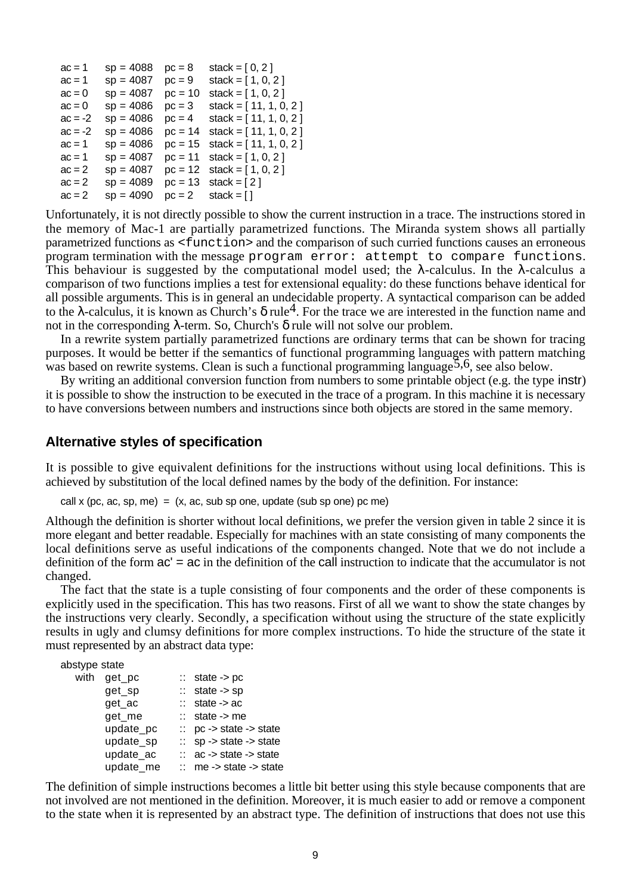```
ac = 1    sp = 4088   pc = 8    stack = [ 0, 2 ]
ac = 1    sp = 4087   pc = 9    stack = [ 1, 0, 2 ]
ac = 0    sp = 4087   pc = 10   stack = [ 1, 0, 2 ]
ac = 0    sp = 4086   pc = 3    stack = [ 11, 1, 0, 2 ]
ac = -2   sp = 4086   pc = 4    stack = [ 11, 1, 0, 2 ]
ac = -2   sp = 4086   pc = 14   stack = [ 11, 1, 0, 2 ]
ac = 1    sp = 4086   pc = 15   stack = [ 11, 1, 0, 2 ]
ac = 1    sp = 4087   pc = 11   stack = [ 1, 0, 2 ]
ac = 2    sp = 4087   pc = 12   stack = [ 1, 0, 2 ]
ac = 2    sp = 4089   pc = 13   stack = [ 2 ]
ac = 2    sp = 4090   pc = 2    stack = [ ]
```

Unfortunately, it is not directly possible to show the current instruction in a trace. The instructions stored in the memory of Mac-1 are partially parametrized functions. The Miranda system shows all partially parametrized functions as `<function>` and the comparison of such curried functions causes an erroneous program termination with the message `program error: attempt to compare functions`. This behaviour is suggested by the computational model used; the λ-calculus. In the λ-calculus a comparison of two functions implies a test for extensional equality: do these functions behave identical for all possible arguments. This is in general an undecidable property. A syntactical comparison can be added to the λ-calculus, it is known as Church's δ rule[4]. For the trace we are interested in the function name and not in the corresponding λ-term. So, Church's δ rule will not solve our problem.

In a rewrite system partially parametrized functions are ordinary terms that can be shown for tracing purposes. It would be better if the semantics of functional programming languages with pattern matching was based on rewrite systems. Clean is such a functional programming language[5,6], see also below.

By writing an additional conversion function from numbers to some printable object (e.g. the type instr) it is possible to show the instruction to be executed in the trace of a program. In this machine it is necessary to have conversions between numbers and instructions since both objects are stored in the same memory.

## Alternative styles of specification

It is possible to give equivalent definitions for the instructions without using local definitions. This is achieved by substitution of the local defined names by the body of the definition. For instance:

```
call x (pc, ac, sp, me)  =  (x, ac, sub sp one, update (sub sp one) pc me)
```

Although the definition is shorter without local definitions, we prefer the version given in table 2 since it is more elegant and better readable. Especially for machines with an state consisting of many components the local definitions serve as useful indications of the components changed. Note that we do not include a definition of the form ac' = ac in the definition of the call instruction to indicate that the accumulator is not changed.

The fact that the state is a tuple consisting of four components and the order of these components is explicitly used in the specification. This has two reasons. First of all we want to show the state changes by the instructions very clearly. Secondly, a specification without using the structure of the state explicitly results in ugly and clumsy definitions for more complex instructions. To hide the structure of the state it must represented by an abstract data type:

```
abstype state
   with  get_pc      ::  state -> pc
         get_sp      ::  state -> sp
         get_ac      ::  state -> ac
         get_me      ::  state -> me
         update_pc   ::  pc -> state -> state
         update_sp   ::  sp -> state -> state
         update_ac   ::  ac -> state -> state
         update_me   ::  me -> state -> state
```

The definition of simple instructions becomes a little bit better using this style because components that are not involved are not mentioned in the definition. Moreover, it is much easier to add or remove a component to the state when it is represented by an abstract type. The definition of instructions that does not use this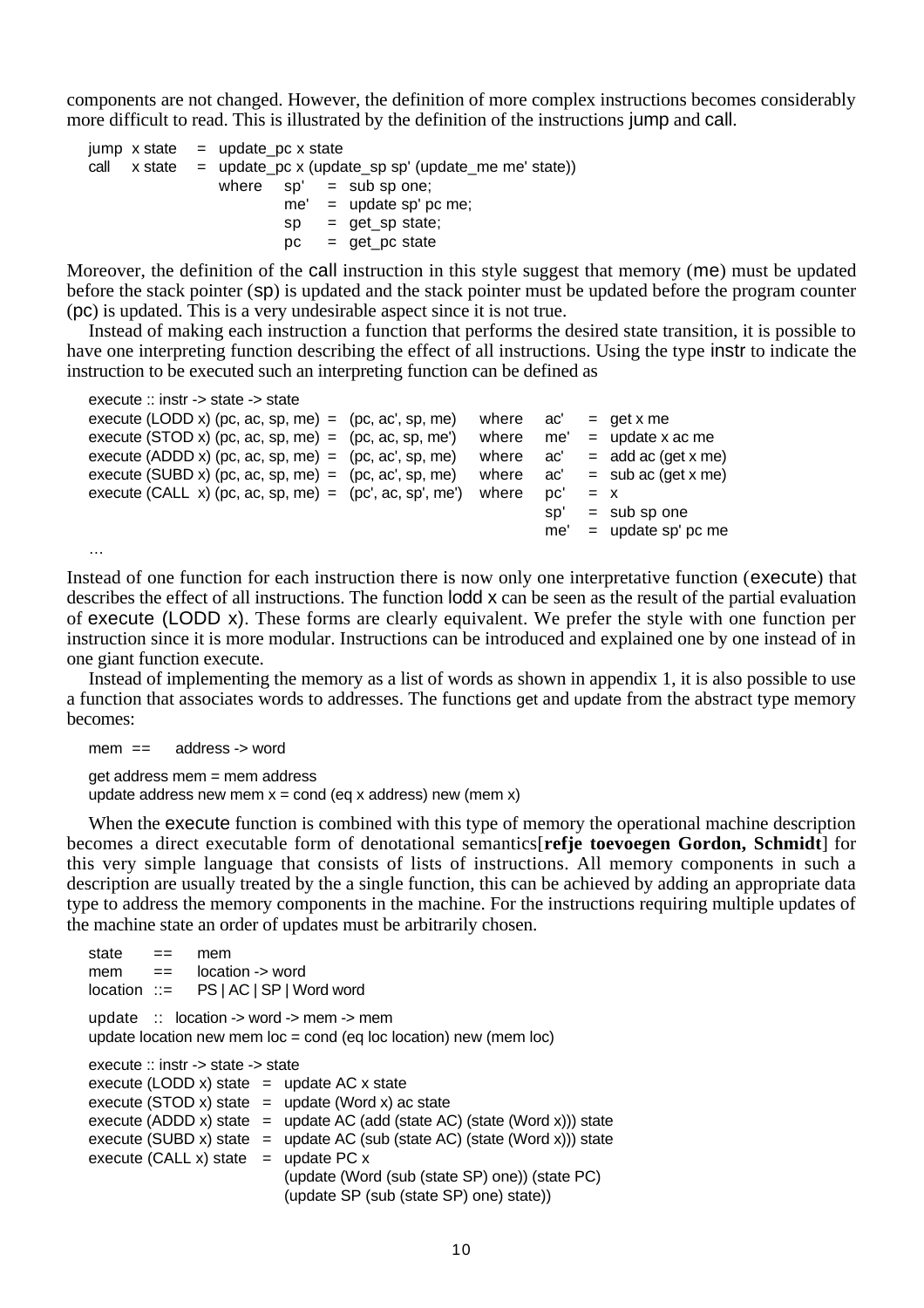components are not changed. However, the definition of more complex instructions becomes considerably more difficult to read. This is illustrated by the definition of the instructions jump and call.

```
jump  x state   =  update_pc x state
call  x state   =  update_pc x (update_sp sp' (update_me me' state))
                   where   sp'   =  sub sp one;
                           me'   =  update sp' pc me;
                           sp    =  get_sp state;
                           pc    =  get_pc state
```

Moreover, the definition of the call instruction in this style suggest that memory (me) must be updated before the stack pointer (sp) is updated and the stack pointer must be updated before the program counter (pc) is updated. This is a very undesirable aspect since it is not true.

Instead of making each instruction a function that performs the desired state transition, it is possible to have one interpreting function describing the effect of all instructions. Using the type instr to indicate the instruction to be executed such an interpreting function can be defined as

```
execute :: instr -> state -> state
execute (LODD x) (pc, ac, sp, me)  =  (pc, ac', sp, me)    where   ac'   =  get x me
execute (STOD x) (pc, ac, sp, me)  =  (pc, ac, sp, me')    where   me'   =  update x ac me
execute (ADDD x) (pc, ac, sp, me)  =  (pc, ac', sp, me)    where   ac'   =  add ac (get x me)
execute (SUBD x) (pc, ac, sp, me)  =  (pc, ac', sp, me)    where   ac'   =  sub ac (get x me)
execute (CALL  x) (pc, ac, sp, me)  =  (pc', ac, sp', me')  where   pc'   =  x
                                                                   sp'   =  sub sp one
                                                                   me'   =  update sp' pc me
...
```

Instead of one function for each instruction there is now only one interpretative function (execute) that describes the effect of all instructions. The function lodd x can be seen as the result of the partial evaluation of execute (LODD x). These forms are clearly equivalent. We prefer the style with one function per instruction since it is more modular. Instructions can be introduced and explained one by one instead of in one giant function execute.

Instead of implementing the memory as a list of words as shown in appendix 1, it is also possible to use a function that associates words to addresses. The functions get and update from the abstract type memory becomes:

```
mem  ==     address -> word

get address mem = mem address
update address new mem x = cond (eq x address) new (mem x)
```

When the execute function is combined with this type of memory the operational machine description becomes a direct executable form of denotational semantics[**refje toevoegen Gordon, Schmidt**] for this very simple language that consists of lists of instructions. All memory components in such a description are usually treated by the a single function, this can be achieved by adding an appropriate data type to address the memory components in the machine. For the instructions requiring multiple updates of the machine state an order of updates must be arbitrarily chosen.

```
state      ==    mem
mem        ==    location -> word
location   ::=   PS | AC | SP | Word word

update   ::  location -> word -> mem -> mem
update location new mem loc = cond (eq loc location) new (mem loc)

execute :: instr -> state -> state
execute (LODD x) state   =  update AC x state
execute (STOD x) state   =  update (Word x) ac state
execute (ADDD x) state   =  update AC (add (state AC) (state (Word x))) state
execute (SUBD x) state   =  update AC (sub (state AC) (state (Word x))) state
execute (CALL x) state   =  update PC x
                            (update (Word (sub (state SP) one)) (state PC)
                            (update SP (sub (state SP) one) state))
```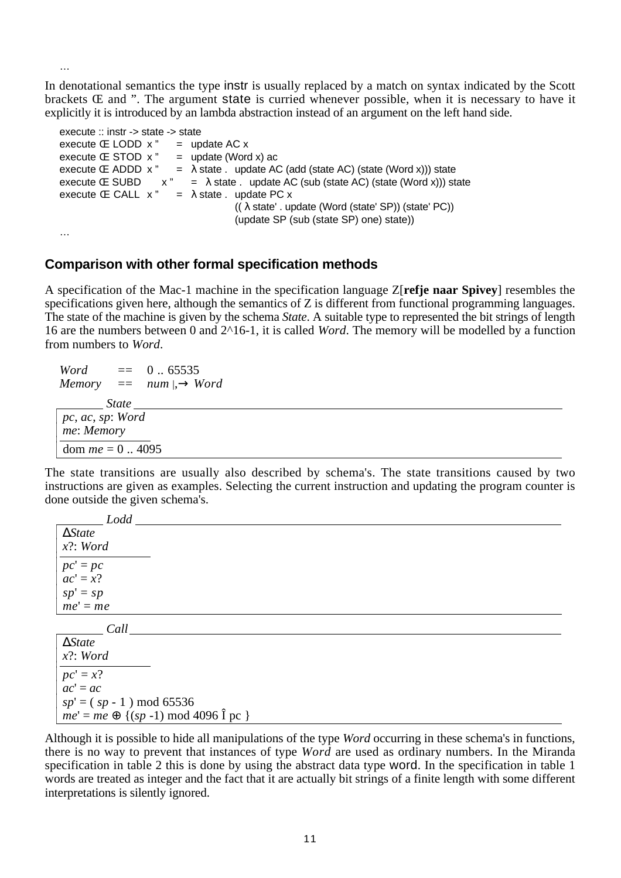...

In denotational semantics the type instr is usually replaced by a match on syntax indicated by the Scott brackets Œ and ”. The argument state is curried whenever possible, when it is necessary to have it explicitly it is introduced by an lambda abstraction instead of an argument on the left hand side.

```
execute :: instr -> state -> state
execute Œ LODD  x ”     =  update AC x
execute Œ STOD  x ”     =  update (Word x) ac
execute Œ ADDD  x ”     =  λ state .  update AC (add (state AC) (state (Word x))) state
execute Œ SUBD      x ”    =  λ state .  update AC (sub (state AC) (state (Word x))) state
execute Œ CALL  x ”     =  λ state .  update PC x
                                       (( λ state' . update (Word (state' SP)) (state' PC))
                                       (update SP (sub (state SP) one) state))
...
```

## Comparison with other formal specification methods

A specification of the Mac-1 machine in the specification language Z[**refje naar Spivey**] resembles the specifications given here, although the semantics of Z is different from functional programming languages. The state of the machine is given by the schema *State*. A suitable type to represented the bit strings of length 16 are the numbers between 0 and 2^16-1, it is called *Word*. The memory will be modelled by a function from numbers to *Word*.

*Word* == 0 .. 65535
*Memory* == *num* ⇸ *Word*

```
_______ State ____________________________
| pc, ac, sp: Word
| me: Memory
|_______________
| dom me = 0 .. 4095
|__________________________________________
```

The state transitions are usually also described by schema's. The state transitions caused by two instructions are given as examples. Selecting the current instruction and updating the program counter is done outside the given schema's.

```
_______ Lodd ____________________________
| ΔState
| x?: Word
|_______________
| pc' = pc
| ac' = x?
| sp' = sp
| me' = me
|__________________________________________
```

```
_______ Call ____________________________
| ΔState
| x?: Word
|_______________
| pc' = x?
| ac' = ac
| sp' = ( sp - 1 ) mod 65536
| me' = me ⊕ {(sp -1) mod 4096 ↦ pc }
|__________________________________________
```

Although it is possible to hide all manipulations of the type *Word* occurring in these schema's in functions, there is no way to prevent that instances of type *Word* are used as ordinary numbers. In the Miranda specification in table 2 this is done by using the abstract data type word. In the specification in table 1 words are treated as integer and the fact that it are actually bit strings of a finite length with some different interpretations is silently ignored.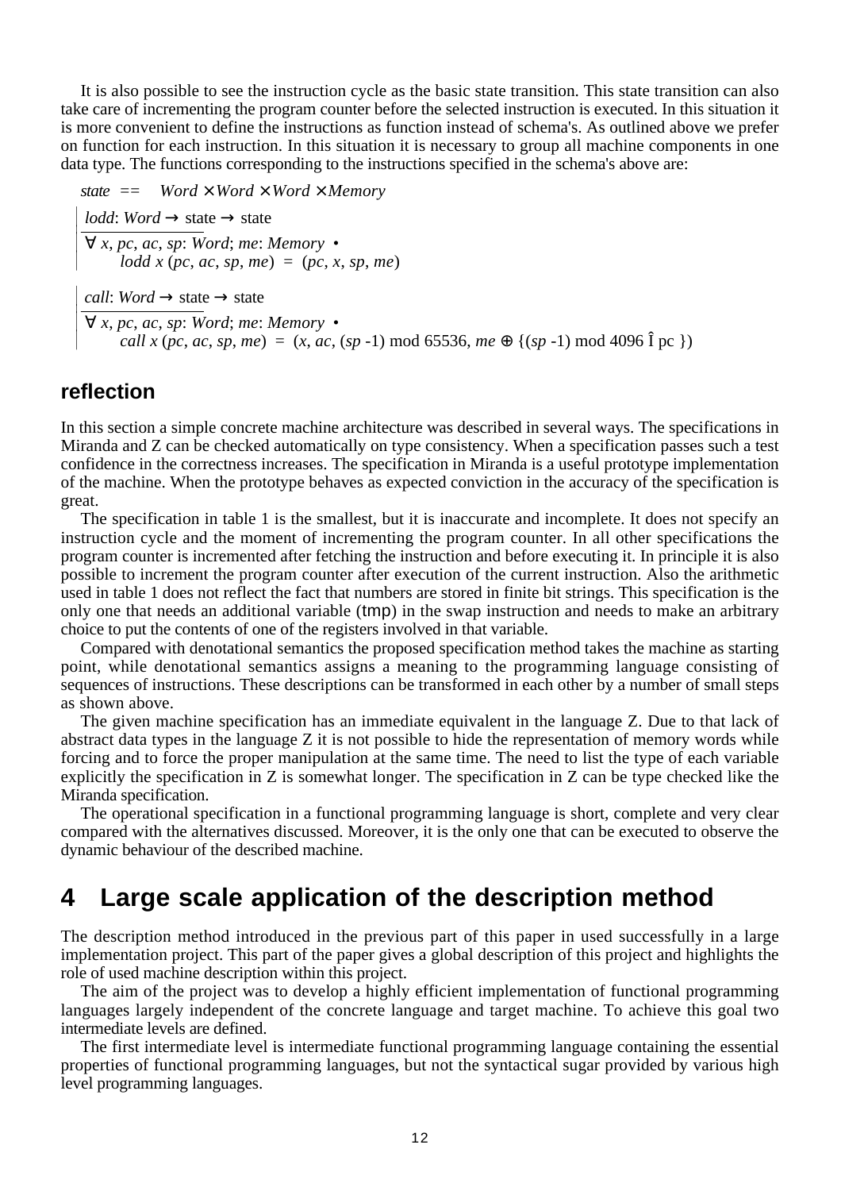It is also possible to see the instruction cycle as the basic state transition. This state transition can also take care of incrementing the program counter before the selected instruction is executed. In this situation it is more convenient to define the instructions as function instead of schema's. As outlined above we prefer on function for each instruction. In this situation it is necessary to group all machine components in one data type. The functions corresponding to the instructions specified in the schema's above are:

$$state \;==\; Word \times Word \times Word \times Memory$$

$lodd: Word \rightarrow \text{state} \rightarrow \text{state}$

$\forall\, x, pc, ac, sp: Word;\ me: Memory \;\bullet$
$\quad lodd\ x\ (pc, ac, sp, me) \;=\; (pc, x, sp, me)$

$call: Word \rightarrow \text{state} \rightarrow \text{state}$

$\forall\, x, pc, ac, sp: Word;\ me: Memory \;\bullet$
$\quad call\ x\ (pc, ac, sp, me) \;=\; (x, ac, (sp\ \text{-}1) \bmod 65536, me \oplus \{(sp\ \text{-}1) \bmod 4096 \mapsto \text{pc}\})$

## reflection

In this section a simple concrete machine architecture was described in several ways. The specifications in Miranda and Z can be checked automatically on type consistency. When a specification passes such a test confidence in the correctness increases. The specification in Miranda is a useful prototype implementation of the machine. When the prototype behaves as expected conviction in the accuracy of the specification is great.

The specification in table 1 is the smallest, but it is inaccurate and incomplete. It does not specify an instruction cycle and the moment of incrementing the program counter. In all other specifications the program counter is incremented after fetching the instruction and before executing it. In principle it is also possible to increment the program counter after execution of the current instruction. Also the arithmetic used in table 1 does not reflect the fact that numbers are stored in finite bit strings. This specification is the only one that needs an additional variable (tmp) in the swap instruction and needs to make an arbitrary choice to put the contents of one of the registers involved in that variable.

Compared with denotational semantics the proposed specification method takes the machine as starting point, while denotational semantics assigns a meaning to the programming language consisting of sequences of instructions. These descriptions can be transformed in each other by a number of small steps as shown above.

The given machine specification has an immediate equivalent in the language Z. Due to that lack of abstract data types in the language Z it is not possible to hide the representation of memory words while forcing and to force the proper manipulation at the same time. The need to list the type of each variable explicitly the specification in Z is somewhat longer. The specification in Z can be type checked like the Miranda specification.

The operational specification in a functional programming language is short, complete and very clear compared with the alternatives discussed. Moreover, it is the only one that can be executed to observe the dynamic behaviour of the described machine.

# 4 Large scale application of the description method

The description method introduced in the previous part of this paper in used successfully in a large implementation project. This part of the paper gives a global description of this project and highlights the role of used machine description within this project.

The aim of the project was to develop a highly efficient implementation of functional programming languages largely independent of the concrete language and target machine. To achieve this goal two intermediate levels are defined.

The first intermediate level is intermediate functional programming language containing the essential properties of functional programming languages, but not the syntactical sugar provided by various high level programming languages.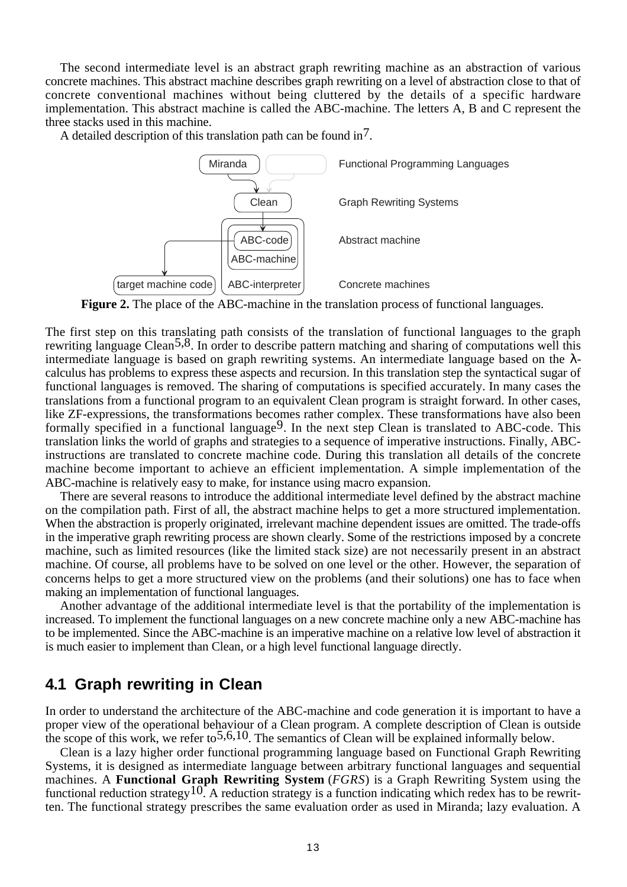The second intermediate level is an abstract graph rewriting machine as an abstraction of various concrete machines. This abstract machine describes graph rewriting on a level of abstraction close to that of concrete conventional machines without being cluttered by the details of a specific hardware implementation. This abstract machine is called the ABC-machine. The letters A, B and C represent the three stacks used in this machine.

A detailed description of this translation path can be found in[7].

**Figure 2.** The place of the ABC-machine in the translation process of functional languages.

The first step on this translating path consists of the translation of functional languages to the graph rewriting language Clean[5,8]. In order to describe pattern matching and sharing of computations well this intermediate language is based on graph rewriting systems. An intermediate language based on the λ-calculus has problems to express these aspects and recursion. In this translation step the syntactical sugar of functional languages is removed. The sharing of computations is specified accurately. In many cases the translations from a functional program to an equivalent Clean program is straight forward. In other cases, like ZF-expressions, the transformations becomes rather complex. These transformations have also been formally specified in a functional language[9]. In the next step Clean is translated to ABC-code. This translation links the world of graphs and strategies to a sequence of imperative instructions. Finally, ABC-instructions are translated to concrete machine code. During this translation all details of the concrete machine become important to achieve an efficient implementation. A simple implementation of the ABC-machine is relatively easy to make, for instance using macro expansion.

There are several reasons to introduce the additional intermediate level defined by the abstract machine on the compilation path. First of all, the abstract machine helps to get a more structured implementation. When the abstraction is properly originated, irrelevant machine dependent issues are omitted. The trade-offs in the imperative graph rewriting process are shown clearly. Some of the restrictions imposed by a concrete machine, such as limited resources (like the limited stack size) are not necessarily present in an abstract machine. Of course, all problems have to be solved on one level or the other. However, the separation of concerns helps to get a more structured view on the problems (and their solutions) one has to face when making an implementation of functional languages.

Another advantage of the additional intermediate level is that the portability of the implementation is increased. To implement the functional languages on a new concrete machine only a new ABC-machine has to be implemented. Since the ABC-machine is an imperative machine on a relative low level of abstraction it is much easier to implement than Clean, or a high level functional language directly.

## 4.1 Graph rewriting in Clean

In order to understand the architecture of the ABC-machine and code generation it is important to have a proper view of the operational behaviour of a Clean program. A complete description of Clean is outside the scope of this work, we refer to[5,6,10]. The semantics of Clean will be explained informally below.

Clean is a lazy higher order functional programming language based on Functional Graph Rewriting Systems, it is designed as intermediate language between arbitrary functional languages and sequential machines. A **Functional Graph Rewriting System** (*FGRS*) is a Graph Rewriting System using the functional reduction strategy[10]. A reduction strategy is a function indicating which redex has to be rewritten. The functional strategy prescribes the same evaluation order as used in Miranda; lazy evaluation. A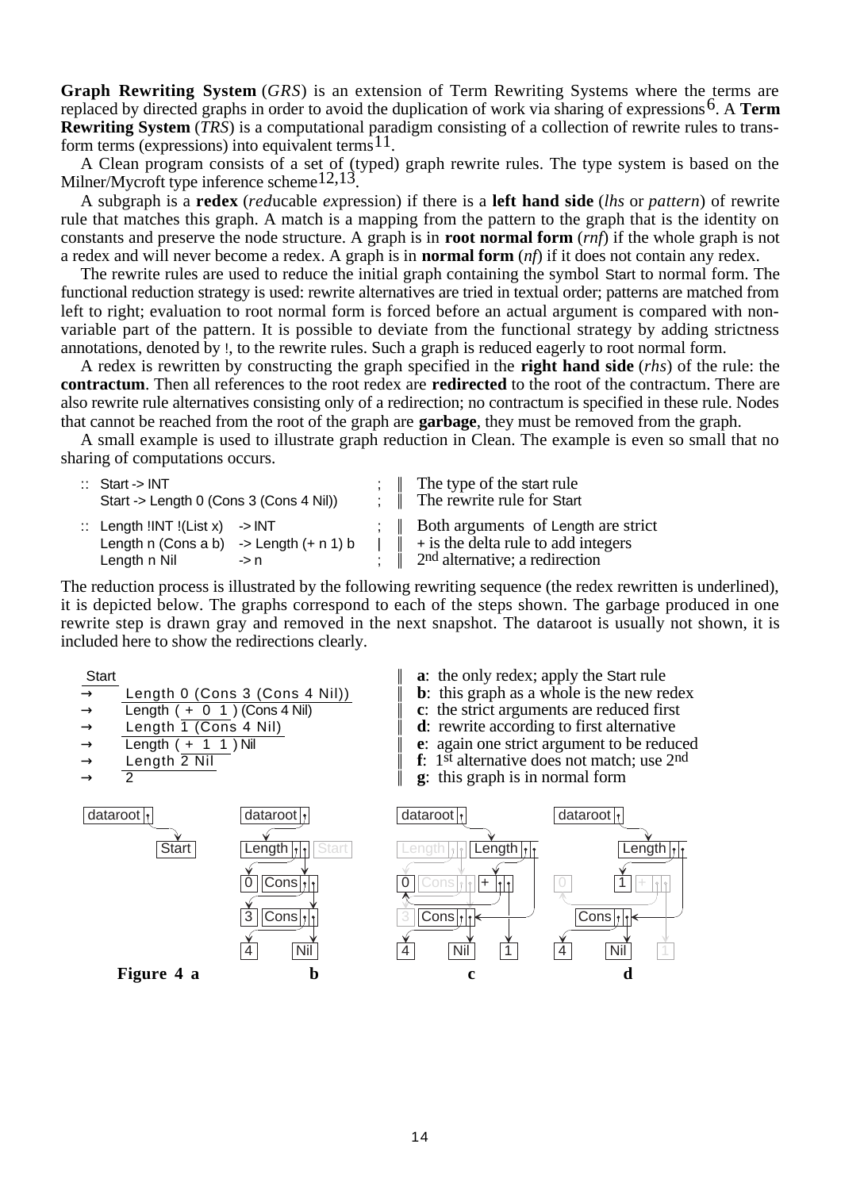**Graph Rewriting System** (*GRS*) is an extension of Term Rewriting Systems where the terms are replaced by directed graphs in order to avoid the duplication of work via sharing of expressions[6]. A **Term Rewriting System** (*TRS*) is a computational paradigm consisting of a collection of rewrite rules to transform terms (expressions) into equivalent terms[11].

A Clean program consists of a set of (typed) graph rewrite rules. The type system is based on the Milner/Mycroft type inference scheme[12,13].

A subgraph is a **redex** (*red*ucable *ex*pression) if there is a **left hand side** (*lhs* or *pattern*) of rewrite rule that matches this graph. A match is a mapping from the pattern to the graph that is the identity on constants and preserve the node structure. A graph is in **root normal form** (*rnf*) if the whole graph is not a redex and will never become a redex. A graph is in **normal form** (*nf*) if it does not contain any redex.

The rewrite rules are used to reduce the initial graph containing the symbol Start to normal form. The functional reduction strategy is used: rewrite alternatives are tried in textual order; patterns are matched from left to right; evaluation to root normal form is forced before an actual argument is compared with non-variable part of the pattern. It is possible to deviate from the functional strategy by adding strictness annotations, denoted by !, to the rewrite rules. Such a graph is reduced eagerly to root normal form.

A redex is rewritten by constructing the graph specified in the **right hand side** (*rhs*) of the rule: the **contractum**. Then all references to the root redex are **redirected** to the root of the contractum. There are also rewrite rule alternatives consisting only of a redirection; no contractum is specified in these rule. Nodes that cannot be reached from the root of the graph are **garbage**, they must be removed from the graph.

A small example is used to illustrate graph reduction in Clean. The example is even so small that no sharing of computations occurs.

```
:: Start -> INT                                 ;  ‖ The type of the start rule
   Start -> Length 0 (Cons 3 (Cons 4 Nil))      ;  ‖ The rewrite rule for Start

:: Length !INT !(List x)  -> INT                ;  ‖ Both arguments of Length are strict
   Length n (Cons a b)    -> Length (+ n 1) b   |  ‖ + is the delta rule to add integers
   Length n Nil           -> n                  ;  ‖ 2nd alternative; a redirection
```

The reduction process is illustrated by the following rewriting sequence (the redex rewritten is underlined), it is depicted below. The graphs correspond to each of the steps shown. The garbage produced in one rewrite step is drawn gray and removed in the next snapshot. The dataroot is usually not shown, it is included here to show the redirections clearly.

```
  Start                               ‖ a: the only redex; apply the Start rule
→ Length 0 (Cons 3 (Cons 4 Nil))      ‖ b: this graph as a whole is the new redex
→ Length ( + 0 1 ) (Cons 4 Nil)       ‖ c: the strict arguments are reduced first
→ Length 1 (Cons 4 Nil)               ‖ d: rewrite according to first alternative
→ Length ( + 1 1 ) Nil                ‖ e: again one strict argument to be reduced
→ Length 2 Nil                        ‖ f: 1st alternative does not match; use 2nd
→ 2                                   ‖ g: this graph is in normal form
```

**Figure 4 a** **b** **c** **d**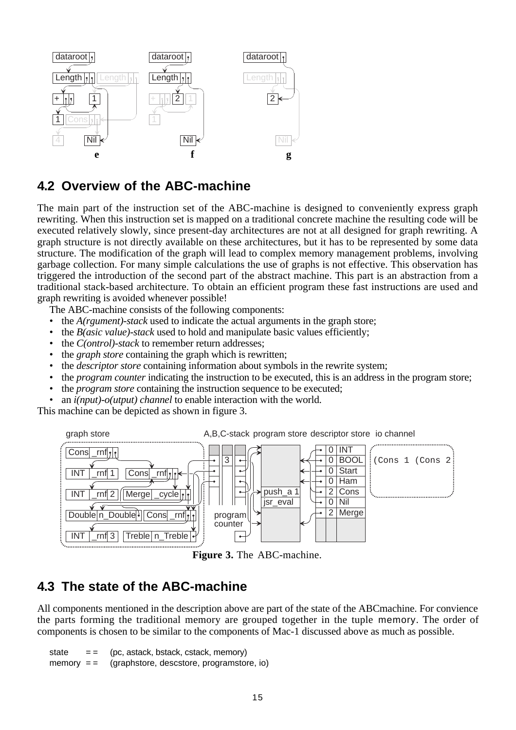e f g

## 4.2 Overview of the ABC-machine

The main part of the instruction set of the ABC-machine is designed to conveniently express graph rewriting. When this instruction set is mapped on a traditional concrete machine the resulting code will be executed relatively slowly, since present-day architectures are not at all designed for graph rewriting. A graph structure is not directly available on these architectures, but it has to be represented by some data structure. The modification of the graph will lead to complex memory management problems, involving garbage collection. For many simple calculations the use of graphs is not effective. This observation has triggered the introduction of the second part of the abstract machine. This part is an abstraction from a traditional stack-based architecture. To obtain an efficient program these fast instructions are used and graph rewriting is avoided whenever possible!

The ABC-machine consists of the following components:

- the *A(rgument)-stack* used to indicate the actual arguments in the graph store;
- the *B(asic value)-stack* used to hold and manipulate basic values efficiently;
- the *C(ontrol)-stack* to remember return addresses;
- the *graph store* containing the graph which is rewritten;
- the *descriptor store* containing information about symbols in the rewrite system;
- the *program counter* indicating the instruction to be executed, this is an address in the program store;
- the *program store* containing the instruction sequence to be executed;
- an *i(nput)-o(utput) channel* to enable interaction with the world.

This machine can be depicted as shown in figure 3.

**Figure 3.** The ABC-machine.

## 4.3 The state of the ABC-machine

All components mentioned in the description above are part of the state of the ABCmachine. For convience the parts forming the traditional memory are grouped together in the tuple memory. The order of components is chosen to be similar to the components of Mac-1 discussed above as much as possible.

```
state   ==  (pc, astack, bstack, cstack, memory)
memory  ==  (graphstore, descstore, programstore, io)
```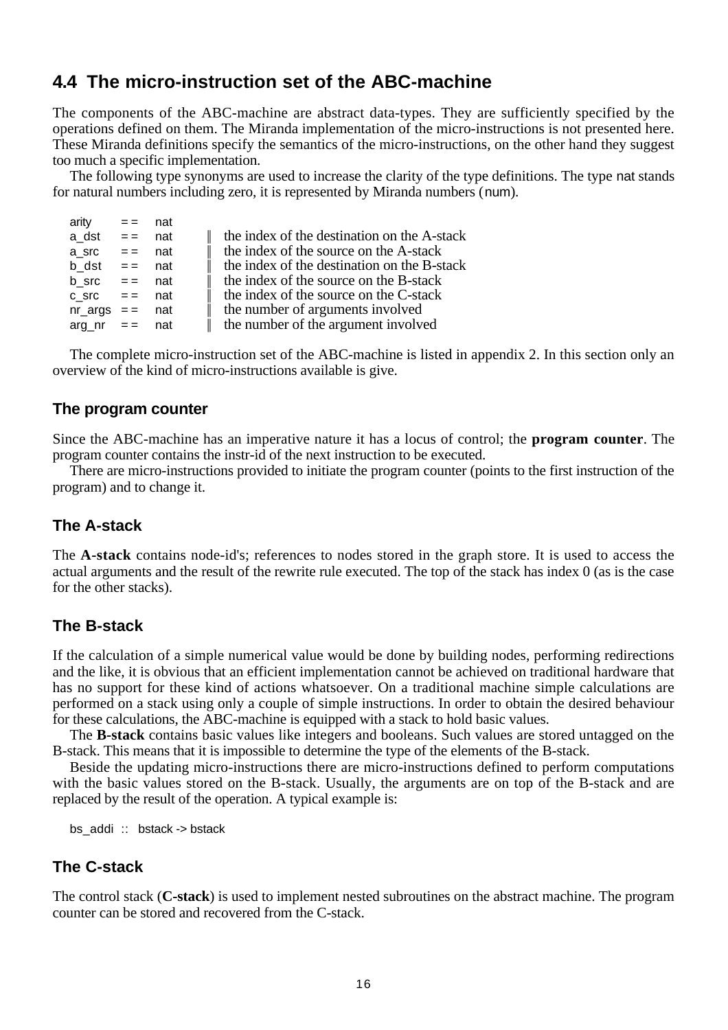## 4.4 The micro-instruction set of the ABC-machine

The components of the ABC-machine are abstract data-types. They are sufficiently specified by the operations defined on them. The Miranda implementation of the micro-instructions is not presented here. These Miranda definitions specify the semantics of the micro-instructions, on the other hand they suggest too much a specific implementation.

The following type synonyms are used to increase the clarity of the type definitions. The type nat stands for natural numbers including zero, it is represented by Miranda numbers (num).

```
arity    == nat
a_dst    == nat     || the index of the destination on the A-stack
a_src    == nat     || the index of the source on the A-stack
b_dst    == nat     || the index of the destination on the B-stack
b_src    == nat     || the index of the source on the B-stack
c_src    == nat     || the index of the source on the C-stack
nr_args  == nat     || the number of arguments involved
arg_nr   == nat     || the number of the argument involved
```

The complete micro-instruction set of the ABC-machine is listed in appendix 2. In this section only an overview of the kind of micro-instructions available is give.

### The program counter

Since the ABC-machine has an imperative nature it has a locus of control; the **program counter**. The program counter contains the instr-id of the next instruction to be executed.

There are micro-instructions provided to initiate the program counter (points to the first instruction of the program) and to change it.

### The A-stack

The **A-stack** contains node-id's; references to nodes stored in the graph store. It is used to access the actual arguments and the result of the rewrite rule executed. The top of the stack has index 0 (as is the case for the other stacks).

### The B-stack

If the calculation of a simple numerical value would be done by building nodes, performing redirections and the like, it is obvious that an efficient implementation cannot be achieved on traditional hardware that has no support for these kind of actions whatsoever. On a traditional machine simple calculations are performed on a stack using only a couple of simple instructions. In order to obtain the desired behaviour for these calculations, the ABC-machine is equipped with a stack to hold basic values.

The **B-stack** contains basic values like integers and booleans. Such values are stored untagged on the B-stack. This means that it is impossible to determine the type of the elements of the B-stack.

Beside the updating micro-instructions there are micro-instructions defined to perform computations with the basic values stored on the B-stack. Usually, the arguments are on top of the B-stack and are replaced by the result of the operation. A typical example is:

```
bs_addi :: bstack -> bstack
```

### The C-stack

The control stack (**C-stack**) is used to implement nested subroutines on the abstract machine. The program counter can be stored and recovered from the C-stack.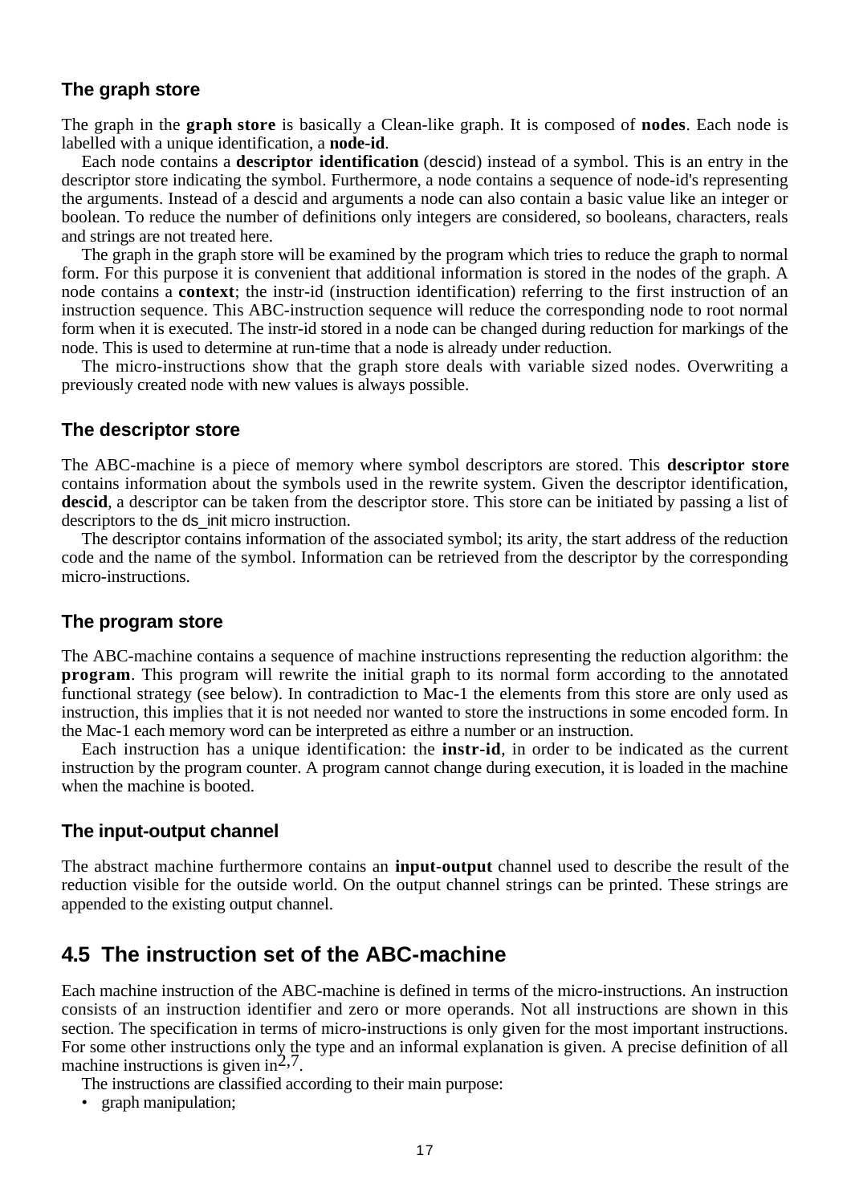### The graph store

The graph in the **graph store** is basically a Clean-like graph. It is composed of **nodes**. Each node is labelled with a unique identification, a **node-id**.

Each node contains a **descriptor identification** (descid) instead of a symbol. This is an entry in the descriptor store indicating the symbol. Furthermore, a node contains a sequence of node-id's representing the arguments. Instead of a descid and arguments a node can also contain a basic value like an integer or boolean. To reduce the number of definitions only integers are considered, so booleans, characters, reals and strings are not treated here.

The graph in the graph store will be examined by the program which tries to reduce the graph to normal form. For this purpose it is convenient that additional information is stored in the nodes of the graph. A node contains a **context**; the instr-id (instruction identification) referring to the first instruction of an instruction sequence. This ABC-instruction sequence will reduce the corresponding node to root normal form when it is executed. The instr-id stored in a node can be changed during reduction for markings of the node. This is used to determine at run-time that a node is already under reduction.

The micro-instructions show that the graph store deals with variable sized nodes. Overwriting a previously created node with new values is always possible.

### The descriptor store

The ABC-machine is a piece of memory where symbol descriptors are stored. This **descriptor store** contains information about the symbols used in the rewrite system. Given the descriptor identification, **descid**, a descriptor can be taken from the descriptor store. This store can be initiated by passing a list of descriptors to the ds_init micro instruction.

The descriptor contains information of the associated symbol; its arity, the start address of the reduction code and the name of the symbol. Information can be retrieved from the descriptor by the corresponding micro-instructions.

### The program store

The ABC-machine contains a sequence of machine instructions representing the reduction algorithm: the **program**. This program will rewrite the initial graph to its normal form according to the annotated functional strategy (see below). In contradiction to Mac-1 the elements from this store are only used as instruction, this implies that it is not needed nor wanted to store the instructions in some encoded form. In the Mac-1 each memory word can be interpreted as eithre a number or an instruction.

Each instruction has a unique identification: the **instr-id**, in order to be indicated as the current instruction by the program counter. A program cannot change during execution, it is loaded in the machine when the machine is booted.

### The input-output channel

The abstract machine furthermore contains an **input-output** channel used to describe the result of the reduction visible for the outside world. On the output channel strings can be printed. These strings are appended to the existing output channel.

## 4.5 The instruction set of the ABC-machine

Each machine instruction of the ABC-machine is defined in terms of the micro-instructions. An instruction consists of an instruction identifier and zero or more operands. Not all instructions are shown in this section. The specification in terms of micro-instructions is only given for the most important instructions. For some other instructions only the type and an informal explanation is given. A precise definition of all machine instructions is given in[2,7].

The instructions are classified according to their main purpose:

- graph manipulation;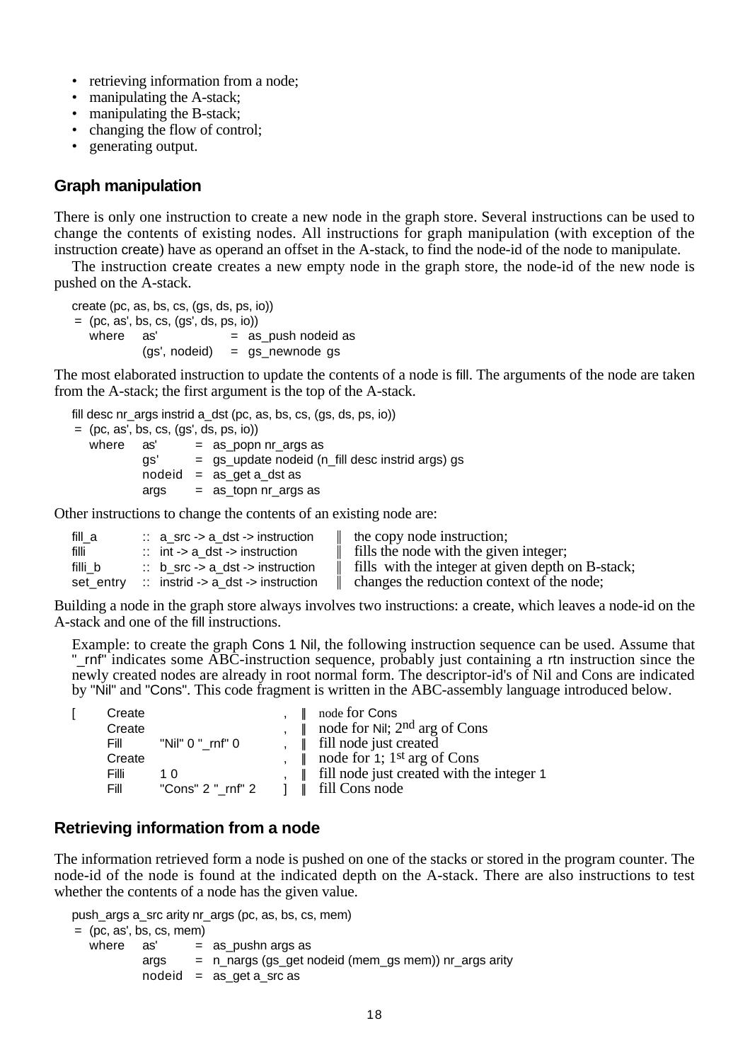- retrieving information from a node;
- manipulating the A-stack;
- manipulating the B-stack;
- changing the flow of control;
- generating output.

## Graph manipulation

There is only one instruction to create a new node in the graph store. Several instructions can be used to change the contents of existing nodes. All instructions for graph manipulation (with exception of the instruction create) have as operand an offset in the A-stack, to find the node-id of the node to manipulate.

The instruction create creates a new empty node in the graph store, the node-id of the new node is pushed on the A-stack.

```
create (pc, as, bs, cs, (gs, ds, ps, io))
 =  (pc, as', bs, cs, (gs', ds, ps, io))
    where   as'             =  as_push nodeid as
            (gs', nodeid)   =  gs_newnode gs
```

The most elaborated instruction to update the contents of a node is fill. The arguments of the node are taken from the A-stack; the first argument is the top of the A-stack.

```
fill desc nr_args instrid a_dst (pc, as, bs, cs, (gs, ds, ps, io))
 =  (pc, as', bs, cs, (gs', ds, ps, io))
    where   as'      =  as_popn nr_args as
            gs'      =  gs_update nodeid (n_fill desc instrid args) gs
            nodeid   =  as_get a_dst as
            args     =  as_topn nr_args as
```

Other instructions to change the contents of an existing node are:

```
fill_a      :: a_src -> a_dst -> instruction     || the copy node instruction;
filli       :: int -> a_dst -> instruction       || fills the node with the given integer;
filli_b     :: b_src -> a_dst -> instruction     || fills with the integer at given depth on B-stack;
set_entry   :: instrid -> a_dst -> instruction   || changes the reduction context of the node;
```

Building a node in the graph store always involves two instructions: a create, which leaves a node-id on the A-stack and one of the fill instructions.

> Example: to create the graph Cons 1 Nil, the following instruction sequence can be used. Assume that "_rnf" indicates some ABC-instruction sequence, probably just containing a rtn instruction since the newly created nodes are already in root normal form. The descriptor-id's of Nil and Cons are indicated by "Nil" and "Cons". This code fragment is written in the ABC-assembly language introduced below.

```
[   Create                      ,  || node for Cons
    Create                      ,  || node for Nil; 2nd arg of Cons
    Fill    "Nil" 0 "_rnf" 0    ,  || fill node just created
    Create                      ,  || node for 1; 1st arg of Cons
    Filli   1 0                 ,  || fill node just created with the integer 1
    Fill    "Cons" 2 "_rnf" 2   ]  || fill Cons node
```

## Retrieving information from a node

The information retrieved form a node is pushed on one of the stacks or stored in the program counter. The node-id of the node is found at the indicated depth on the A-stack. There are also instructions to test whether the contents of a node has the given value.

```
push_args a_src arity nr_args (pc, as, bs, cs, mem)
 =  (pc, as', bs, cs, mem)
    where   as'      =  as_pushn args as
            args     =  n_nargs (gs_get nodeid (mem_gs mem)) nr_args arity
            nodeid   =  as_get a_src as
```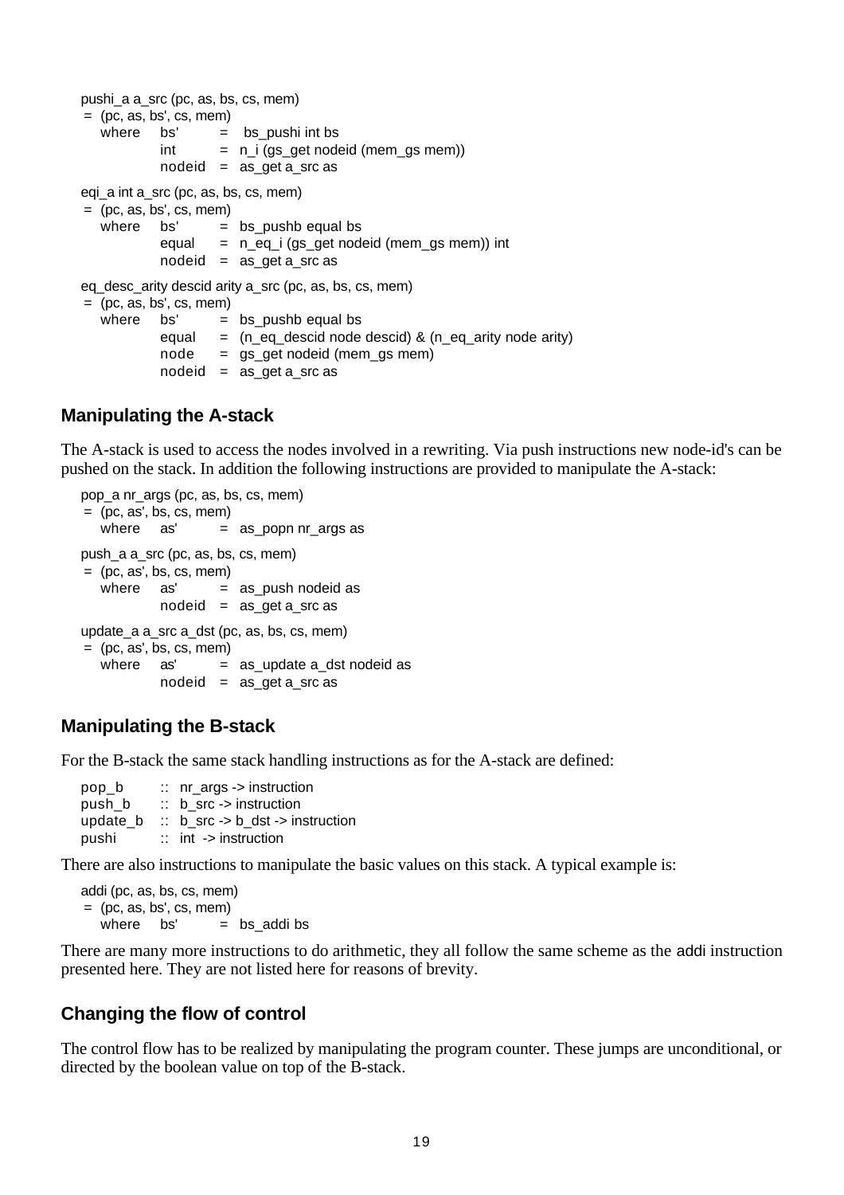```
pushi_a a_src (pc, as, bs, cs, mem)
 = (pc, as, bs', cs, mem)
   where   bs'      =  bs_pushi int bs
           int      =  n_i (gs_get nodeid (mem_gs mem))
           nodeid   =  as_get a_src as

eqi_a int a_src (pc, as, bs, cs, mem)
 = (pc, as, bs', cs, mem)
   where   bs'      =  bs_pushb equal bs
           equal    =  n_eq_i (gs_get nodeid (mem_gs mem)) int
           nodeid   =  as_get a_src as

eq_desc_arity descid arity a_src (pc, as, bs, cs, mem)
 = (pc, as, bs', cs, mem)
   where   bs'      =  bs_pushb equal bs
           equal    =  (n_eq_descid node descid) & (n_eq_arity node arity)
           node     =  gs_get nodeid (mem_gs mem)
           nodeid   =  as_get a_src as
```

### Manipulating the A-stack

The A-stack is used to access the nodes involved in a rewriting. Via push instructions new node-id's can be pushed on the stack. In addition the following instructions are provided to manipulate the A-stack:

```
pop_a nr_args (pc, as, bs, cs, mem)
 = (pc, as', bs, cs, mem)
   where   as'      =  as_popn nr_args as

push_a a_src (pc, as, bs, cs, mem)
 = (pc, as', bs, cs, mem)
   where   as'      =  as_push nodeid as
           nodeid   =  as_get a_src as

update_a a_src a_dst (pc, as, bs, cs, mem)
 = (pc, as', bs, cs, mem)
   where   as'      =  as_update a_dst nodeid as
           nodeid   =  as_get a_src as
```

### Manipulating the B-stack

For the B-stack the same stack handling instructions as for the A-stack are defined:

```
pop_b      ::  nr_args -> instruction
push_b     ::  b_src -> instruction
update_b   ::  b_src -> b_dst -> instruction
pushi      ::  int  -> instruction
```

There are also instructions to manipulate the basic values on this stack. A typical example is:

```
addi (pc, as, bs, cs, mem)
 = (pc, as, bs', cs, mem)
   where   bs'      =  bs_addi bs
```

There are many more instructions to do arithmetic, they all follow the same scheme as the addi instruction presented here. They are not listed here for reasons of brevity.

### Changing the flow of control

The control flow has to be realized by manipulating the program counter. These jumps are unconditional, or directed by the boolean value on top of the B-stack.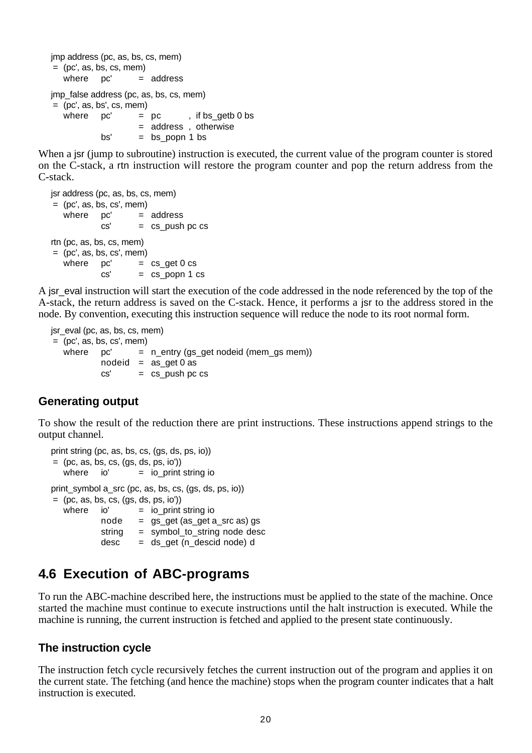```
jmp address (pc, as, bs, cs, mem)
 = (pc', as, bs, cs, mem)
   where   pc'      = address

jmp_false address (pc, as, bs, cs, mem)
 = (pc', as, bs', cs, mem)
   where   pc'      = pc        , if bs_getb 0 bs
                    = address   , otherwise
           bs'      = bs_popn 1 bs
```

When a jsr (jump to subroutine) instruction is executed, the current value of the program counter is stored on the C-stack, a rtn instruction will restore the program counter and pop the return address from the C-stack.

```
jsr address (pc, as, bs, cs, mem)
 = (pc', as, bs, cs', mem)
   where   pc'      = address
           cs'      = cs_push pc cs

rtn (pc, as, bs, cs, mem)
 = (pc', as, bs, cs', mem)
   where   pc'      = cs_get 0 cs
           cs'      = cs_popn 1 cs
```

A jsr_eval instruction will start the execution of the code addressed in the node referenced by the top of the A-stack, the return address is saved on the C-stack. Hence, it performs a jsr to the address stored in the node. By convention, executing this instruction sequence will reduce the node to its root normal form.

```
jsr_eval (pc, as, bs, cs, mem)
 = (pc', as, bs, cs', mem)
   where   pc'      = n_entry (gs_get nodeid (mem_gs mem))
           nodeid   = as_get 0 as
           cs'      = cs_push pc cs
```

### Generating output

To show the result of the reduction there are print instructions. These instructions append strings to the output channel.

```
print string (pc, as, bs, cs, (gs, ds, ps, io))
 = (pc, as, bs, cs, (gs, ds, ps, io'))
   where   io'      = io_print string io

print_symbol a_src (pc, as, bs, cs, (gs, ds, ps, io))
 = (pc, as, bs, cs, (gs, ds, ps, io'))
   where   io'      = io_print string io
           node     = gs_get (as_get a_src as) gs
           string   = symbol_to_string node desc
           desc     = ds_get (n_descid node) d
```

## 4.6 Execution of ABC-programs

To run the ABC-machine described here, the instructions must be applied to the state of the machine. Once started the machine must continue to execute instructions until the halt instruction is executed. While the machine is running, the current instruction is fetched and applied to the present state continuously.

### The instruction cycle

The instruction fetch cycle recursively fetches the current instruction out of the program and applies it on the current state. The fetching (and hence the machine) stops when the program counter indicates that a halt instruction is executed.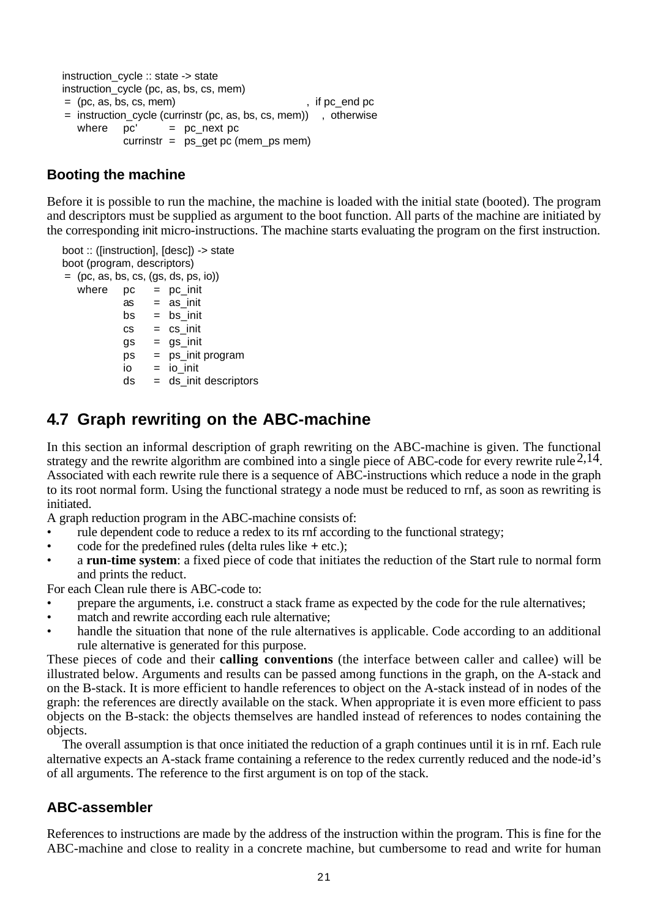```
instruction_cycle :: state -> state
instruction_cycle (pc, as, bs, cs, mem)
 =  (pc, as, bs, cs, mem)                              ,  if pc_end pc
 =  instruction_cycle (currinstr (pc, as, bs, cs, mem))   ,  otherwise
    where    pc'        =  pc_next pc
             currinstr  =  ps_get pc (mem_ps mem)
```

### Booting the machine

Before it is possible to run the machine, the machine is loaded with the initial state (booted). The program and descriptors must be supplied as argument to the boot function. All parts of the machine are initiated by the corresponding init micro-instructions. The machine starts evaluating the program on the first instruction.

```
boot :: ([instruction], [desc]) -> state
boot (program, descriptors)
 =  (pc, as, bs, cs, (gs, ds, ps, io))
    where    pc   =  pc_init
             as   =  as_init
             bs   =  bs_init
             cs   =  cs_init
             gs   =  gs_init
             ps   =  ps_init program
             io   =  io_init
             ds   =  ds_init descriptors
```

## 4.7 Graph rewriting on the ABC-machine

In this section an informal description of graph rewriting on the ABC-machine is given. The functional strategy and the rewrite algorithm are combined into a single piece of ABC-code for every rewrite rule[2,14]. Associated with each rewrite rule there is a sequence of ABC-instructions which reduce a node in the graph to its root normal form. Using the functional strategy a node must be reduced to rnf, as soon as rewriting is initiated.

A graph reduction program in the ABC-machine consists of:

- rule dependent code to reduce a redex to its rnf according to the functional strategy;
- code for the predefined rules (delta rules like + etc.);
- a **run-time system**: a fixed piece of code that initiates the reduction of the Start rule to normal form and prints the reduct.

For each Clean rule there is ABC-code to:

- prepare the arguments, i.e. construct a stack frame as expected by the code for the rule alternatives;
- match and rewrite according each rule alternative;
- handle the situation that none of the rule alternatives is applicable. Code according to an additional rule alternative is generated for this purpose.

These pieces of code and their **calling conventions** (the interface between caller and callee) will be illustrated below. Arguments and results can be passed among functions in the graph, on the A-stack and on the B-stack. It is more efficient to handle references to object on the A-stack instead of in nodes of the graph: the references are directly available on the stack. When appropriate it is even more efficient to pass objects on the B-stack: the objects themselves are handled instead of references to nodes containing the objects.

The overall assumption is that once initiated the reduction of a graph continues until it is in rnf. Each rule alternative expects an A-stack frame containing a reference to the redex currently reduced and the node-id's of all arguments. The reference to the first argument is on top of the stack.

### ABC-assembler

References to instructions are made by the address of the instruction within the program. This is fine for the ABC-machine and close to reality in a concrete machine, but cumbersome to read and write for human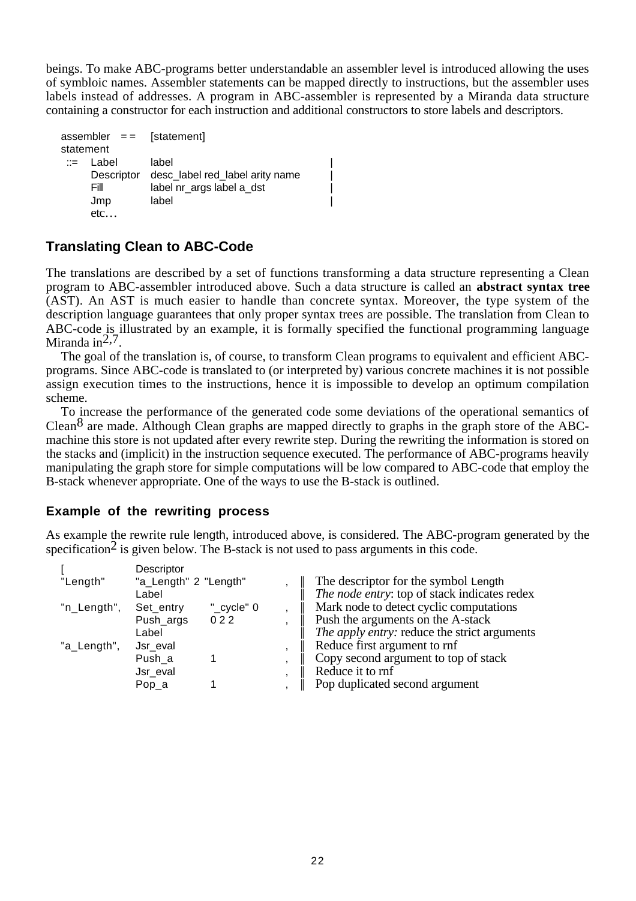beings. To make ABC-programs better understandable an assembler level is introduced allowing the uses of symbloic names. Assembler statements can be mapped directly to instructions, but the assembler uses labels instead of addresses. A program in ABC-assembler is represented by a Miranda data structure containing a constructor for each instruction and additional constructors to store labels and descriptors.

```
assembler  ==  [statement]
statement
 ::=  Label       label                              |
      Descriptor  desc_label red_label arity name    |
      Fill        label nr_args label a_dst          |
      Jmp         label                              |
      etc…
```

## Translating Clean to ABC-Code

The translations are described by a set of functions transforming a data structure representing a Clean program to ABC-assembler introduced above. Such a data structure is called an **abstract syntax tree** (AST). An AST is much easier to handle than concrete syntax. Moreover, the type system of the description language guarantees that only proper syntax trees are possible. The translation from Clean to ABC-code is illustrated by an example, it is formally specified the functional programming language Miranda in[2,7].

The goal of the translation is, of course, to transform Clean programs to equivalent and efficient ABC-programs. Since ABC-code is translated to (or interpreted by) various concrete machines it is not possible assign execution times to the instructions, hence it is impossible to develop an optimum compilation scheme.

To increase the performance of the generated code some deviations of the operational semantics of Clean[8] are made. Although Clean graphs are mapped directly to graphs in the graph store of the ABC-machine this store is not updated after every rewrite step. During the rewriting the information is stored on the stacks and (implicit) in the instruction sequence executed. The performance of ABC-programs heavily manipulating the graph store for simple computations will be low compared to ABC-code that employ the B-stack whenever appropriate. One of the ways to use the B-stack is outlined.

### Example of the rewriting process

As example the rewrite rule length, introduced above, is considered. The ABC-program generated by the specification[2] is given below. The B-stack is not used to pass arguments in this code.

```
[             Descriptor
"Length"      "a_Length" 2 "Length"      ,  || The descriptor for the symbol Length
              Label                         || The node entry: top of stack indicates redex
"n_Length",   Set_entry    "_cycle" 0    ,  || Mark node to detect cyclic computations
              Push_args    0 2 2         ,  || Push the arguments on the A-stack
              Label                         || The apply entry: reduce the strict arguments
"a_Length",   Jsr_eval                   ,  || Reduce first argument to rnf
              Push_a       1             ,  || Copy second argument to top of stack
              Jsr_eval                   ,  || Reduce it to rnf
              Pop_a        1             ,  || Pop duplicated second argument
```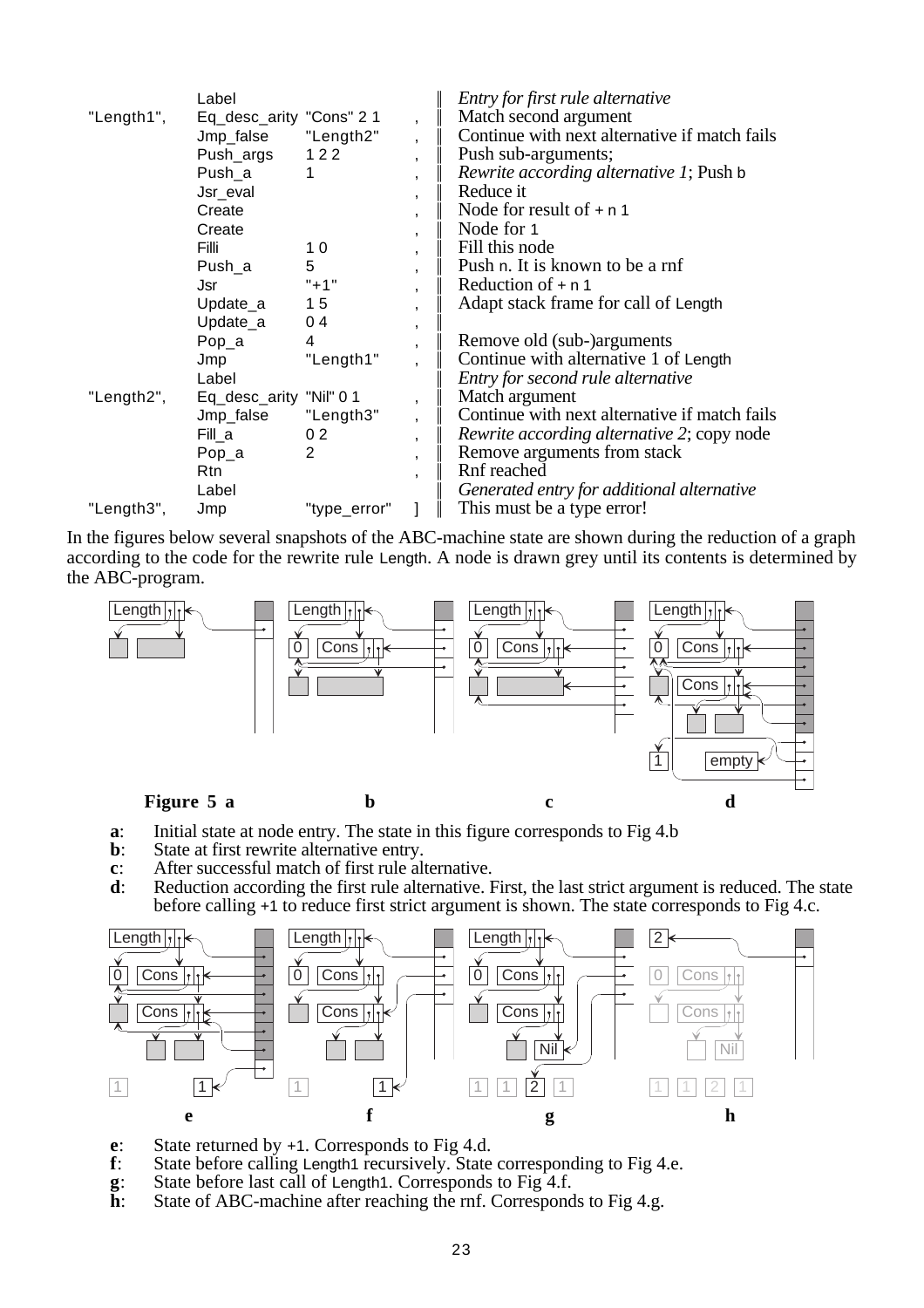```
                Label                           ||  Entry for first rule alternative
"Length1",      Eq_desc_arity "Cons" 2 1    ,   ||  Match second argument
                Jmp_false     "Length2"     ,   ||  Continue with next alternative if match fails
                Push_args     1 2 2         ,   ||  Push sub-arguments;
                Push_a        1             ,   ||  Rewrite according alternative 1; Push b
                Jsr_eval                    ,   ||  Reduce it
                Create                      ,   ||  Node for result of + n 1
                Create                      ,   ||  Node for 1
                Filli         1 0           ,   ||  Fill this node
                Push_a        5             ,   ||  Push n. It is known to be a rnf
                Jsr           "+1"          ,   ||  Reduction of + n 1
                Update_a      1 5           ,   ||  Adapt stack frame for call of Length
                Update_a      0 4           ,   ||
                Pop_a         4             ,   ||  Remove old (sub-)arguments
                Jmp           "Length1"     ,   ||  Continue with alternative 1 of Length
                Label                           ||  Entry for second rule alternative
"Length2",      Eq_desc_arity "Nil" 0 1     ,   ||  Match argument
                Jmp_false     "Length3"     ,   ||  Continue with next alternative if match fails
                Fill_a        0 2           ,   ||  Rewrite according alternative 2; copy node
                Pop_a         2             ,   ||  Remove arguments from stack
                Rtn                         ,   ||  Rnf reached
                Label                           ||  Generated entry for additional alternative
"Length3",      Jmp           "type_error"  ]   ||  This must be a type error!
```

In the figures below several snapshots of the ABC-machine state are shown during the reduction of a graph according to the code for the rewrite rule Length. A node is drawn grey until its contents is determined by the ABC-program.

**Figure 5 a** &emsp; **b** &emsp; **c** &emsp; **d**

**a**: Initial state at node entry. The state in this figure corresponds to Fig 4.b
**b**: State at first rewrite alternative entry.
**c**: After successful match of first rule alternative.
**d**: Reduction according the first rule alternative. First, the last strict argument is reduced. The state before calling +1 to reduce first strict argument is shown. The state corresponds to Fig 4.c.

**e** &emsp; **f** &emsp; **g** &emsp; **h**

**e**: State returned by +1. Corresponds to Fig 4.d.
**f**: State before calling Length1 recursively. State corresponding to Fig 4.e.
**g**: State before last call of Length1. Corresponds to Fig 4.f.
**h**: State of ABC-machine after reaching the rnf. Corresponds to Fig 4.g.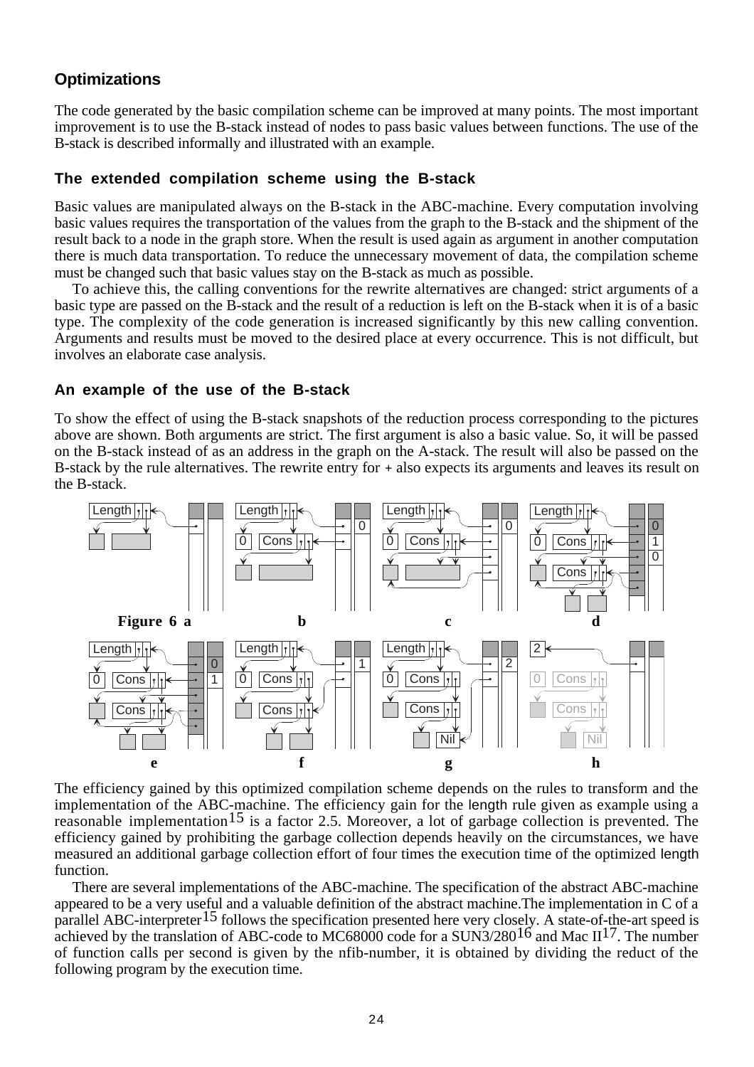## Optimizations

The code generated by the basic compilation scheme can be improved at many points. The most important improvement is to use the B-stack instead of nodes to pass basic values between functions. The use of the B-stack is described informally and illustrated with an example.

### The extended compilation scheme using the B-stack

Basic values are manipulated always on the B-stack in the ABC-machine. Every computation involving basic values requires the transportation of the values from the graph to the B-stack and the shipment of the result back to a node in the graph store. When the result is used again as argument in another computation there is much data transportation. To reduce the unnecessary movement of data, the compilation scheme must be changed such that basic values stay on the B-stack as much as possible.

To achieve this, the calling conventions for the rewrite alternatives are changed: strict arguments of a basic type are passed on the B-stack and the result of a reduction is left on the B-stack when it is of a basic type. The complexity of the code generation is increased significantly by this new calling convention. Arguments and results must be moved to the desired place at every occurrence. This is not difficult, but involves an elaborate case analysis.

### An example of the use of the B-stack

To show the effect of using the B-stack snapshots of the reduction process corresponding to the pictures above are shown. Both arguments are strict. The first argument is also a basic value. So, it will be passed on the B-stack instead of as an address in the graph on the A-stack. The result will also be passed on the B-stack by the rule alternatives. The rewrite entry for + also expects its arguments and leaves its result on the B-stack.

**Figure 6** a b c d e f g h

The efficiency gained by this optimized compilation scheme depends on the rules to transform and the implementation of the ABC-machine. The efficiency gain for the length rule given as example using a reasonable implementation[15] is a factor 2.5. Moreover, a lot of garbage collection is prevented. The efficiency gained by prohibiting the garbage collection depends heavily on the circumstances, we have measured an additional garbage collection effort of four times the execution time of the optimized length function.

There are several implementations of the ABC-machine. The specification of the abstract ABC-machine appeared to be a very useful and a valuable definition of the abstract machine.The implementation in C of a parallel ABC-interpreter[15] follows the specification presented here very closely. A state-of-the-art speed is achieved by the translation of ABC-code to MC68000 code for a SUN3/280[16] and Mac II[17]. The number of function calls per second is given by the nfib-number, it is obtained by dividing the reduct of the following program by the execution time.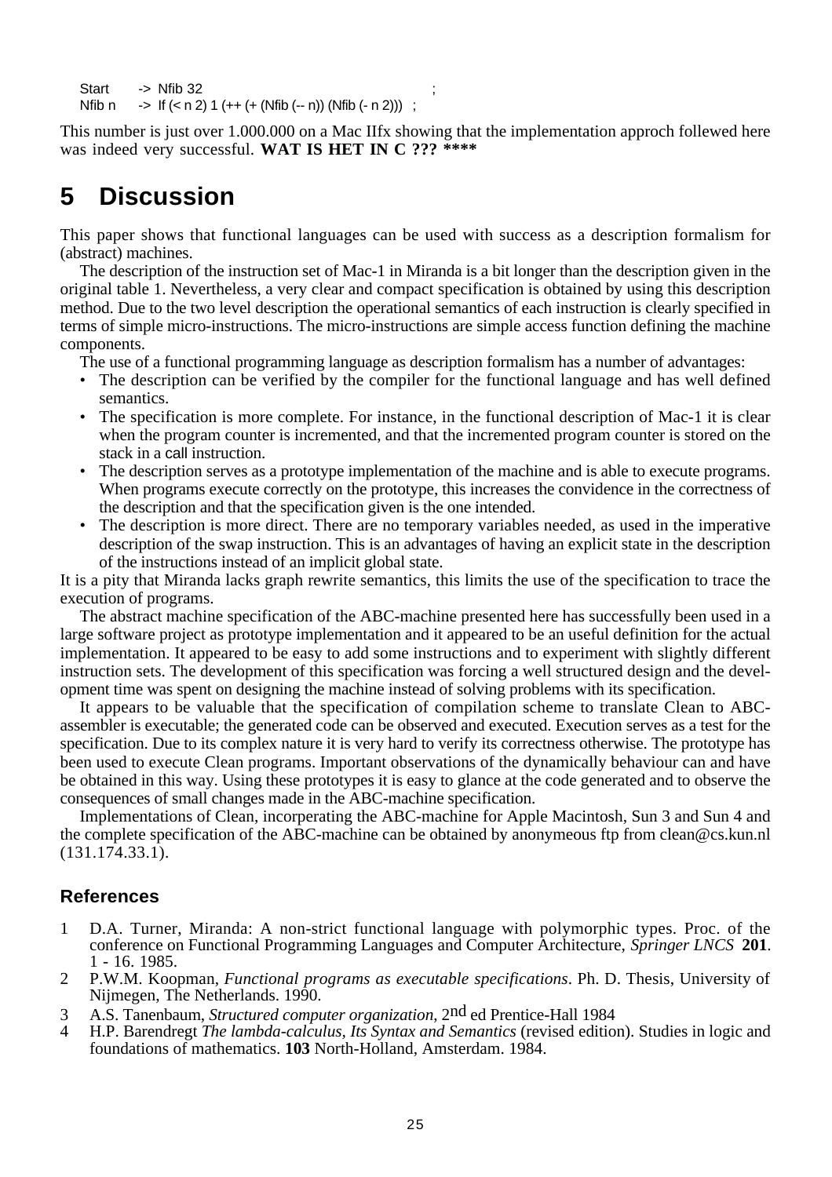```
Start     -> Nfib 32                                             ;
Nfib n    -> If (< n 2) 1 (++ (+ (Nfib (-- n)) (Nfib (- n 2)))  ;
```

This number is just over 1.000.000 on a Mac IIfx showing that the implementation approch followed here was indeed very successful. **WAT IS HET IN C ??? ****

# 5 Discussion

This paper shows that functional languages can be used with success as a description formalism for (abstract) machines.

The description of the instruction set of Mac-1 in Miranda is a bit longer than the description given in the original table 1. Nevertheless, a very clear and compact specification is obtained by using this description method. Due to the two level description the operational semantics of each instruction is clearly specified in terms of simple micro-instructions. The micro-instructions are simple access function defining the machine components.

The use of a functional programming language as description formalism has a number of advantages:

- The description can be verified by the compiler for the functional language and has well defined semantics.
- The specification is more complete. For instance, in the functional description of Mac-1 it is clear when the program counter is incremented, and that the incremented program counter is stored on the stack in a call instruction.
- The description serves as a prototype implementation of the machine and is able to execute programs. When programs execute correctly on the prototype, this increases the convidence in the correctness of the description and that the specification given is the one intended.
- The description is more direct. There are no temporary variables needed, as used in the imperative description of the swap instruction. This is an advantages of having an explicit state in the description of the instructions instead of an implicit global state.

It is a pity that Miranda lacks graph rewrite semantics, this limits the use of the specification to trace the execution of programs.

The abstract machine specification of the ABC-machine presented here has successfully been used in a large software project as prototype implementation and it appeared to be an useful definition for the actual implementation. It appeared to be easy to add some instructions and to experiment with slightly different instruction sets. The development of this specification was forcing a well structured design and the development time was spent on designing the machine instead of solving problems with its specification.

It appears to be valuable that the specification of compilation scheme to translate Clean to ABC-assembler is executable; the generated code can be observed and executed. Execution serves as a test for the specification. Due to its complex nature it is very hard to verify its correctness otherwise. The prototype has been used to execute Clean programs. Important observations of the dynamically behaviour can and have be obtained in this way. Using these prototypes it is easy to glance at the code generated and to observe the consequences of small changes made in the ABC-machine specification.

Implementations of Clean, incorperating the ABC-machine for Apple Macintosh, Sun 3 and Sun 4 and the complete specification of the ABC-machine can be obtained by anonymeous ftp from clean@cs.kun.nl (131.174.33.1).

## References

1. D.A. Turner, Miranda: A non-strict functional language with polymorphic types. Proc. of the conference on Functional Programming Languages and Computer Architecture, *Springer LNCS* **201**. 1 - 16. 1985.
2. P.W.M. Koopman, *Functional programs as executable specifications*. Ph. D. Thesis, University of Nijmegen, The Netherlands. 1990.
3. A.S. Tanenbaum, *Structured computer organization*, 2nd ed Prentice-Hall 1984
4. H.P. Barendregt *The lambda-calculus, Its Syntax and Semantics* (revised edition). Studies in logic and foundations of mathematics. **103** North-Holland, Amsterdam. 1984.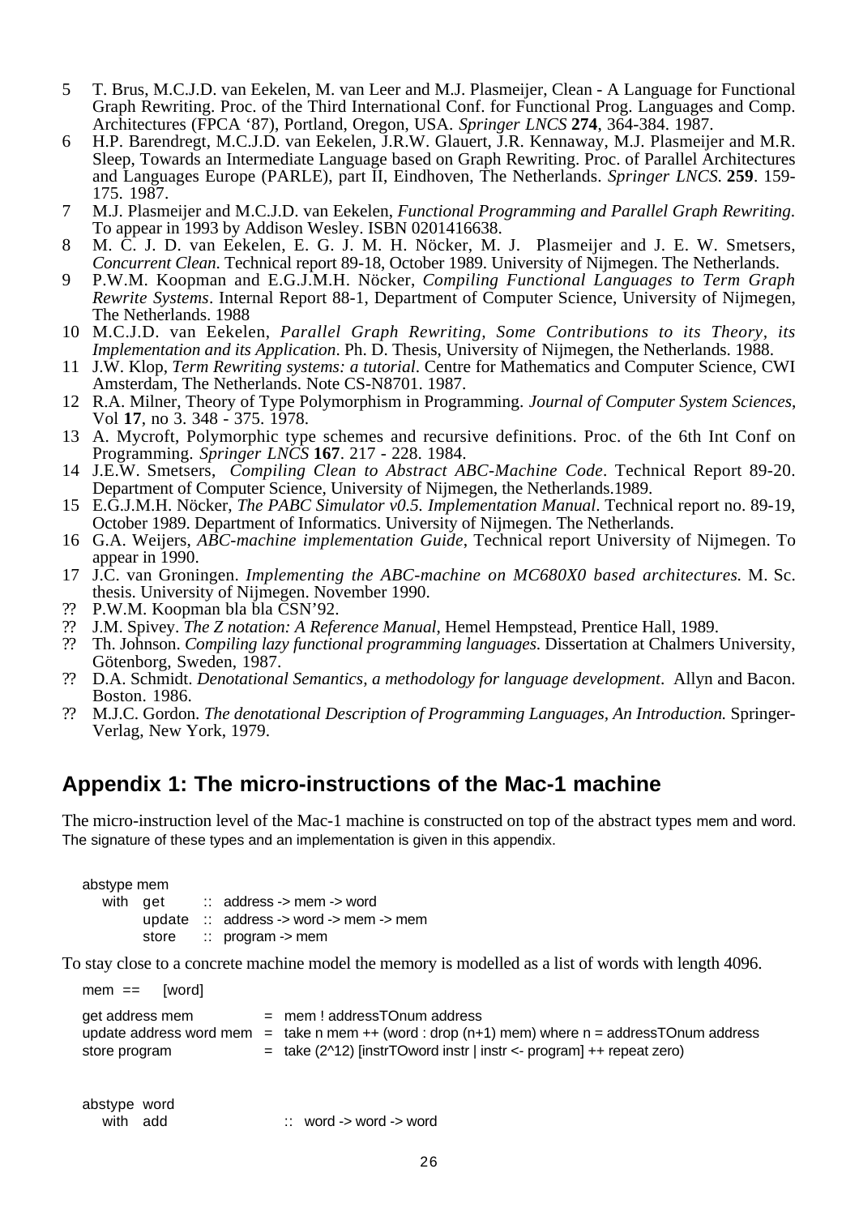5 T. Brus, M.C.J.D. van Eekelen, M. van Leer and M.J. Plasmeijer, Clean - A Language for Functional Graph Rewriting. Proc. of the Third International Conf. for Functional Prog. Languages and Comp. Architectures (FPCA '87), Portland, Oregon, USA. *Springer LNCS* **274**, 364-384. 1987.

6 H.P. Barendregt, M.C.J.D. van Eekelen, J.R.W. Glauert, J.R. Kennaway, M.J. Plasmeijer and M.R. Sleep, Towards an Intermediate Language based on Graph Rewriting. Proc. of Parallel Architectures and Languages Europe (PARLE), part II, Eindhoven, The Netherlands. *Springer LNCS.* **259**. 159-175. 1987.

7 M.J. Plasmeijer and M.C.J.D. van Eekelen, *Functional Programming and Parallel Graph Rewriting.* To appear in 1993 by Addison Wesley. ISBN 0201416638.

8 M. C. J. D. van Eekelen, E. G. J. M. H. Nöcker, M. J. Plasmeijer and J. E. W. Smetsers, *Concurrent Clean.* Technical report 89-18, October 1989. University of Nijmegen. The Netherlands.

9 P.W.M. Koopman and E.G.J.M.H. Nöcker, *Compiling Functional Languages to Term Graph Rewrite Systems*. Internal Report 88-1, Department of Computer Science, University of Nijmegen, The Netherlands. 1988

10 M.C.J.D. van Eekelen, *Parallel Graph Rewriting, Some Contributions to its Theory, its Implementation and its Application*. Ph. D. Thesis, University of Nijmegen, the Netherlands. 1988.

11 J.W. Klop, *Term Rewriting systems: a tutorial*. Centre for Mathematics and Computer Science, CWI Amsterdam, The Netherlands. Note CS-N8701. 1987.

12 R.A. Milner, Theory of Type Polymorphism in Programming. *Journal of Computer System Sciences*, Vol **17**, no 3. 348 - 375. 1978.

13 A. Mycroft, Polymorphic type schemes and recursive definitions. Proc. of the 6th Int Conf on Programming. *Springer LNCS* **167**. 217 - 228. 1984.

14 J.E.W. Smetsers, *Compiling Clean to Abstract ABC-Machine Code*. Technical Report 89-20. Department of Computer Science, University of Nijmegen, the Netherlands.1989.

15 E.G.J.M.H. Nöcker, *The PABC Simulator v0.5. Implementation Manual*. Technical report no. 89-19, October 1989. Department of Informatics. University of Nijmegen. The Netherlands.

16 G.A. Weijers, *ABC-machine implementation Guide*, Technical report University of Nijmegen. To appear in 1990.

17 J.C. van Groningen. *Implementing the ABC-machine on MC680X0 based architectures.* M. Sc. thesis. University of Nijmegen. November 1990.

?? P.W.M. Koopman bla bla CSN'92.

?? J.M. Spivey. *The Z notation: A Reference Manual*, Hemel Hempstead, Prentice Hall, 1989.

?? Th. Johnson. *Compiling lazy functional programming languages.* Dissertation at Chalmers University, Götenborg, Sweden, 1987.

?? D.A. Schmidt. *Denotational Semantics, a methodology for language development*. Allyn and Bacon. Boston. 1986.

?? M.J.C. Gordon. *The denotational Description of Programming Languages, An Introduction.* Springer-Verlag, New York, 1979.

## Appendix 1: The micro-instructions of the Mac-1 machine

The micro-instruction level of the Mac-1 machine is constructed on top of the abstract types mem and word. The signature of these types and an implementation is given in this appendix.

```
abstype mem
   with  get     :: address -> mem -> word
         update  :: address -> word -> mem -> mem
         store   :: program -> mem
```

To stay close to a concrete machine model the memory is modelled as a list of words with length 4096.

```
mem  ==    [word]

get address mem          =  mem ! addressTOnum address
update address word mem  =  take n mem ++ (word : drop (n+1) mem) where n = addressTOnum address
store program            =  take (2^12) [instrTOword instr | instr <- program] ++ repeat zero


abstype  word
   with  add                 ::  word -> word -> word
```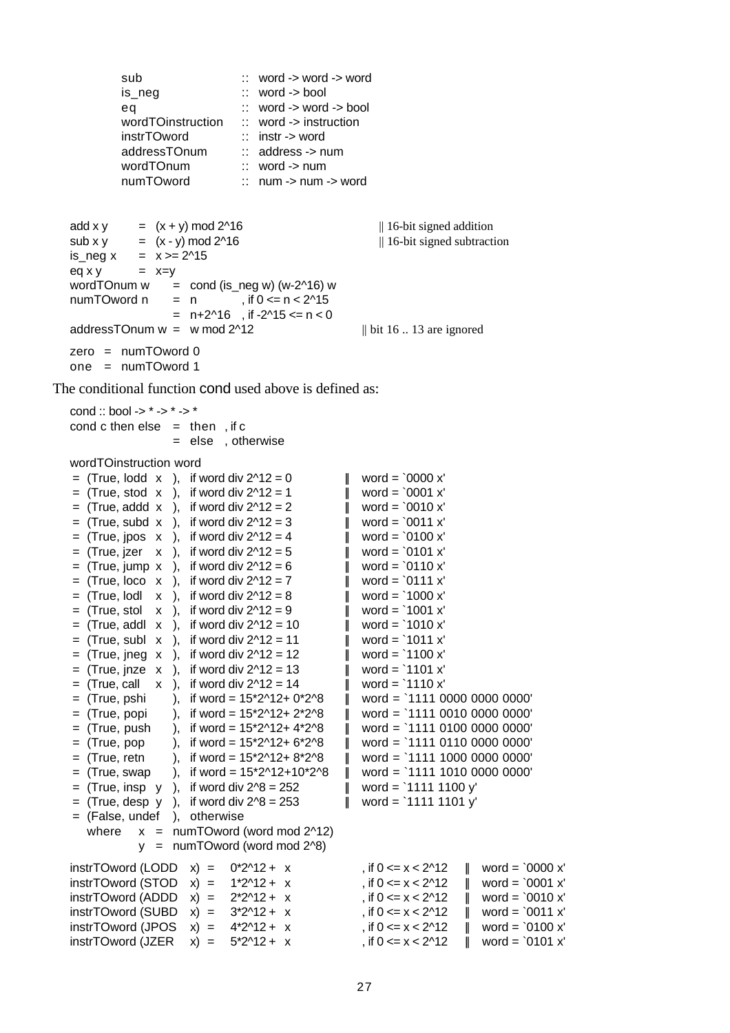```
        sub                  ::  word -> word -> word
        is_neg               ::  word -> bool
        eq                   ::  word -> word -> bool
        wordTOinstruction    ::  word -> instruction
        instrTOword          ::  instr -> word
        addressTOnum         ::  address -> num
        wordTOnum            ::  word -> num
        numTOword            ::  num -> num -> word


add x y     =  (x + y) mod 2^16                    || 16-bit signed addition
sub x y     =  (x - y) mod 2^16                    || 16-bit signed subtraction
is_neg x    =  x >= 2^15
eq x y      =  x=y
wordTOnum w      =  cond (is_neg w) (w-2^16) w
numTOword n      =  n          , if 0 <= n < 2^15
                 =  n+2^16    , if -2^15 <= n < 0
addressTOnum w  =  w mod 2^12                     || bit 16 .. 13 are ignored

zero  =  numTOword 0
one   =  numTOword 1
```

The conditional function cond used above is defined as:

```
cond :: bool -> * -> * -> *
cond c then else   =  then   , if c
                   =  else   , otherwise

wordTOinstruction word
 =  (True, lodd  x  ),  if word div 2^12 = 0             ||   word = `0000 x'
 =  (True, stod  x  ),  if word div 2^12 = 1             ||   word = `0001 x'
 =  (True, addd  x  ),  if word div 2^12 = 2             ||   word = `0010 x'
 =  (True, subd  x  ),  if word div 2^12 = 3             ||   word = `0011 x'
 =  (True, jpos  x  ),  if word div 2^12 = 4             ||   word = `0100 x'
 =  (True, jzer  x  ),  if word div 2^12 = 5             ||   word = `0101 x'
 =  (True, jump  x  ),  if word div 2^12 = 6             ||   word = `0110 x'
 =  (True, loco  x  ),  if word div 2^12 = 7             ||   word = `0111 x'
 =  (True, lodl  x  ),  if word div 2^12 = 8             ||   word = `1000 x'
 =  (True, stol  x  ),  if word div 2^12 = 9             ||   word = `1001 x'
 =  (True, addl  x  ),  if word div 2^12 = 10            ||   word = `1010 x'
 =  (True, subl  x  ),  if word div 2^12 = 11            ||   word = `1011 x'
 =  (True, jneg  x  ),  if word div 2^12 = 12            ||   word = `1100 x'
 =  (True, jnze  x  ),  if word div 2^12 = 13            ||   word = `1101 x'
 =  (True, call  x  ),  if word div 2^12 = 14            ||   word = `1110 x'
 =  (True, pshi     ),  if word = 15*2^12+ 0*2^8         ||   word = `1111 0000 0000 0000'
 =  (True, popi     ),  if word = 15*2^12+ 2*2^8         ||   word = `1111 0010 0000 0000'
 =  (True, push     ),  if word = 15*2^12+ 4*2^8         ||   word = `1111 0100 0000 0000'
 =  (True, pop      ),  if word = 15*2^12+ 6*2^8         ||   word = `1111 0110 0000 0000'
 =  (True, retn     ),  if word = 15*2^12+ 8*2^8         ||   word = `1111 1000 0000 0000'
 =  (True, swap     ),  if word = 15*2^12+10*2^8         ||   word = `1111 1010 0000 0000'
 =  (True, insp  y  ),  if word div 2^8 = 252            ||   word = `1111 1100 y'
 =  (True, desp  y  ),  if word div 2^8 = 253            ||   word = `1111 1101 y'
 =  (False, undef   ),  otherwise
    where    x  =  numTOword (word mod 2^12)
             y  =  numTOword (word mod 2^8)

instrTOword (LODD   x)  =   0*2^12 +  x          , if 0 <= x < 2^12    ||   word = `0000 x'
instrTOword (STOD   x)  =   1*2^12 +  x          , if 0 <= x < 2^12    ||   word = `0001 x'
instrTOword (ADDD   x)  =   2*2^12 +  x          , if 0 <= x < 2^12    ||   word = `0010 x'
instrTOword (SUBD   x)  =   3*2^12 +  x          , if 0 <= x < 2^12    ||   word = `0011 x'
instrTOword (JPOS   x)  =   4*2^12 +  x          , if 0 <= x < 2^12    ||   word = `0100 x'
instrTOword (JZER   x)  =   5*2^12 +  x          , if 0 <= x < 2^12    ||   word = `0101 x'
```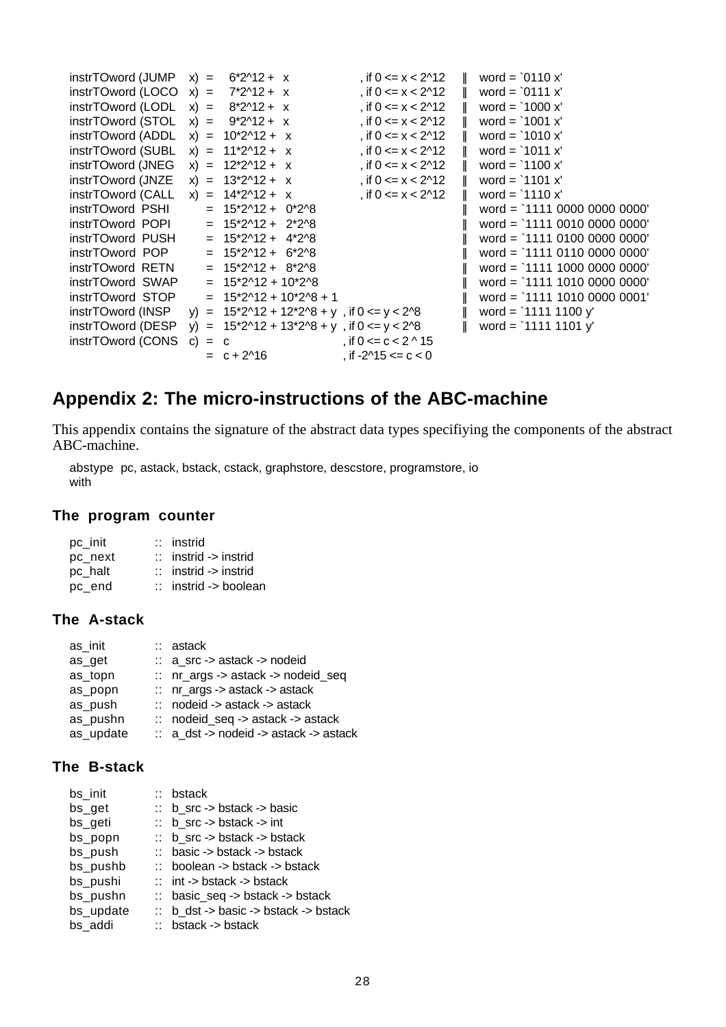```
instrTOword (JUMP   x)  =    6*2^12 +  x              , if 0 <= x < 2^12   ‖  word = `0110 x'
instrTOword (LOCO   x)  =    7*2^12 +  x              , if 0 <= x < 2^12   ‖  word = `0111 x'
instrTOword (LODL   x)  =    8*2^12 +  x              , if 0 <= x < 2^12   ‖  word = `1000 x'
instrTOword (STOL   x)  =    9*2^12 +  x              , if 0 <= x < 2^12   ‖  word = `1001 x'
instrTOword (ADDL   x)  =   10*2^12 +  x              , if 0 <= x < 2^12   ‖  word = `1010 x'
instrTOword (SUBL   x)  =   11*2^12 +  x              , if 0 <= x < 2^12   ‖  word = `1011 x'
instrTOword (JNEG   x)  =   12*2^12 +  x              , if 0 <= x < 2^12   ‖  word = `1100 x'
instrTOword (JNZE   x)  =   13*2^12 +  x              , if 0 <= x < 2^12   ‖  word = `1101 x'
instrTOword (CALL   x)  =   14*2^12 +  x              , if 0 <= x < 2^12   ‖  word = `1110 x'
instrTOword  PSHI       =   15*2^12 +  0*2^8                               ‖  word = `1111 0000 0000 0000'
instrTOword  POPI       =   15*2^12 +  2*2^8                               ‖  word = `1111 0010 0000 0000'
instrTOword  PUSH       =   15*2^12 +  4*2^8                               ‖  word = `1111 0100 0000 0000'
instrTOword  POP        =   15*2^12 +  6*2^8                               ‖  word = `1111 0110 0000 0000'
instrTOword  RETN       =   15*2^12 +  8*2^8                               ‖  word = `1111 1000 0000 0000'
instrTOword  SWAP       =   15*2^12 + 10*2^8                               ‖  word = `1111 1010 0000 0000'
instrTOword  STOP       =   15*2^12 + 10*2^8 + 1                           ‖  word = `1111 1010 0000 0001'
instrTOword (INSP   y)  =   15*2^12 + 12*2^8 + y  , if 0 <= y < 2^8        ‖  word = `1111 1100 y'
instrTOword (DESP   y)  =   15*2^12 + 13*2^8 + y  , if 0 <= y < 2^8        ‖  word = `1111 1101 y'
instrTOword (CONS   c)  =   c                     , if 0 <= c < 2 ^ 15
                        =   c + 2^16              , if -2^15 <= c < 0
```

## Appendix 2: The micro-instructions of the ABC-machine

This appendix contains the signature of the abstract data types specifiying the components of the abstract ABC-machine.

```
abstype  pc, astack, bstack, cstack, graphstore, descstore, programstore, io
with
```

### The program counter

```
pc_init       ::  instrid
pc_next       ::  instrid -> instrid
pc_halt       ::  instrid -> instrid
pc_end        ::  instrid -> boolean
```

### The A-stack

```
as_init       ::  astack
as_get        ::  a_src -> astack -> nodeid
as_topn       ::  nr_args -> astack -> nodeid_seq
as_popn       ::  nr_args -> astack -> astack
as_push       ::  nodeid -> astack -> astack
as_pushn      ::  nodeid_seq -> astack -> astack
as_update     ::  a_dst -> nodeid -> astack -> astack
```

### The B-stack

```
bs_init       ::  bstack
bs_get        ::  b_src -> bstack -> basic
bs_geti       ::  b_src -> bstack -> int
bs_popn       ::  b_src -> bstack -> bstack
bs_push       ::  basic -> bstack -> bstack
bs_pushb      ::  boolean -> bstack -> bstack
bs_pushi      ::  int -> bstack -> bstack
bs_pushn      ::  basic_seq -> bstack -> bstack
bs_update     ::  b_dst -> basic -> bstack -> bstack
bs_addi       ::  bstack -> bstack
```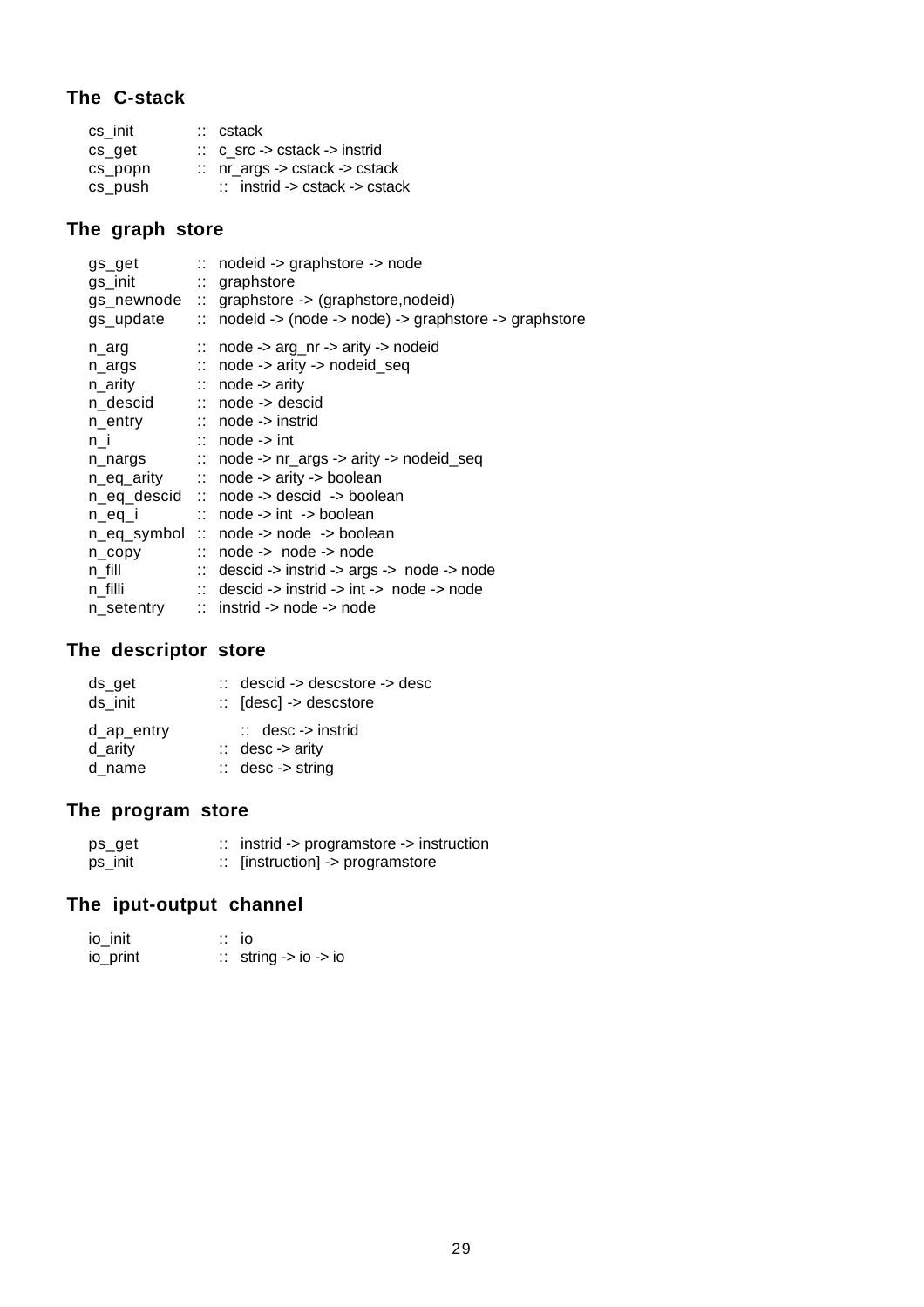### The C-stack

```
cs_init      :: cstack
cs_get       :: c_src -> cstack -> instrid
cs_popn      :: nr_args -> cstack -> cstack
cs_push      :: instrid -> cstack -> cstack
```

### The graph store

```
gs_get       :: nodeid -> graphstore -> node
gs_init      :: graphstore
gs_newnode   :: graphstore -> (graphstore,nodeid)
gs_update    :: nodeid -> (node -> node) -> graphstore -> graphstore

n_arg        :: node -> arg_nr -> arity -> nodeid
n_args       :: node -> arity -> nodeid_seq
n_arity      :: node -> arity
n_descid     :: node -> descid
n_entry      :: node -> instrid
n_i          :: node -> int
n_nargs      :: node -> nr_args -> arity -> nodeid_seq
n_eq_arity   :: node -> arity -> boolean
n_eq_descid  :: node -> descid  -> boolean
n_eq_i       :: node -> int  -> boolean
n_eq_symbol  :: node -> node  -> boolean
n_copy       :: node ->  node -> node
n_fill       :: descid -> instrid -> args ->  node -> node
n_filli      :: descid -> instrid -> int ->  node -> node
n_setentry   :: instrid -> node -> node
```

### The descriptor store

```
ds_get       :: descid -> descstore -> desc
ds_init      :: [desc] -> descstore

d_ap_entry   :: desc -> instrid
d_arity      :: desc -> arity
d_name       :: desc -> string
```

### The program store

```
ps_get       :: instrid -> programstore -> instruction
ps_init      :: [instruction] -> programstore
```

### The iput-output channel

```
io_init      :: io
io_print     :: string -> io -> io
```